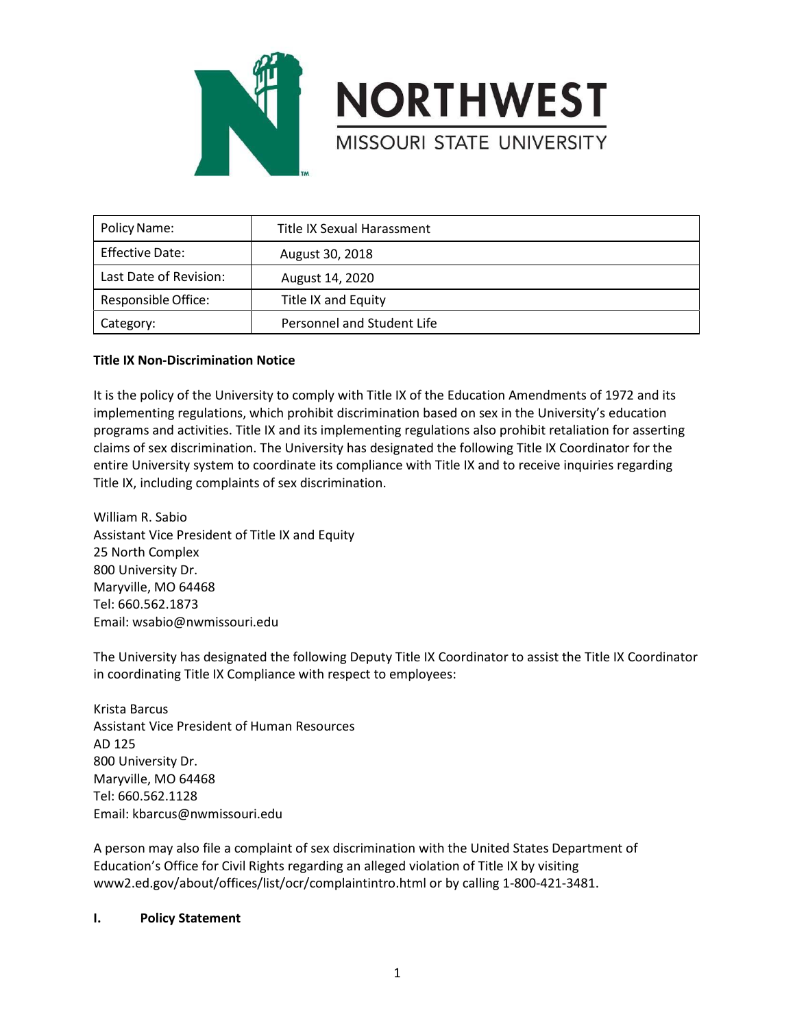NORTHWEST

MISSOURI STATE UNIVERSITY

| Policy Name: | Title IX Sexual Harassment |
| --- | --- |
| Effective Date: | August 30, 2018 |
| Last Date of Revision: | August 14, 2020 |
| Responsible Office: | Title IX and Equity |
| Category: | Personnel and Student Life |

**Title IX Non-Discrimination Notice**

It is the policy of the University to comply with Title IX of the Education Amendments of 1972 and its implementing regulations, which prohibit discrimination based on sex in the University's education programs and activities. Title IX and its implementing regulations also prohibit retaliation for asserting claims of sex discrimination. The University has designated the following Title IX Coordinator for the entire University system to coordinate its compliance with Title IX and to receive inquiries regarding Title IX, including complaints of sex discrimination.

William R. Sabio
Assistant Vice President of Title IX and Equity
25 North Complex
800 University Dr.
Maryville, MO 64468
Tel: 660.562.1873
Email: wsabio@nwmissouri.edu

The University has designated the following Deputy Title IX Coordinator to assist the Title IX Coordinator in coordinating Title IX Compliance with respect to employees:

Krista Barcus
Assistant Vice President of Human Resources
AD 125
800 University Dr.
Maryville, MO 64468
Tel: 660.562.1128
Email: kbarcus@nwmissouri.edu

A person may also file a complaint of sex discrimination with the United States Department of Education's Office for Civil Rights regarding an alleged violation of Title IX by visiting www2.ed.gov/about/offices/list/ocr/complaintintro.html or by calling 1-800-421-3481.

## I. Policy Statement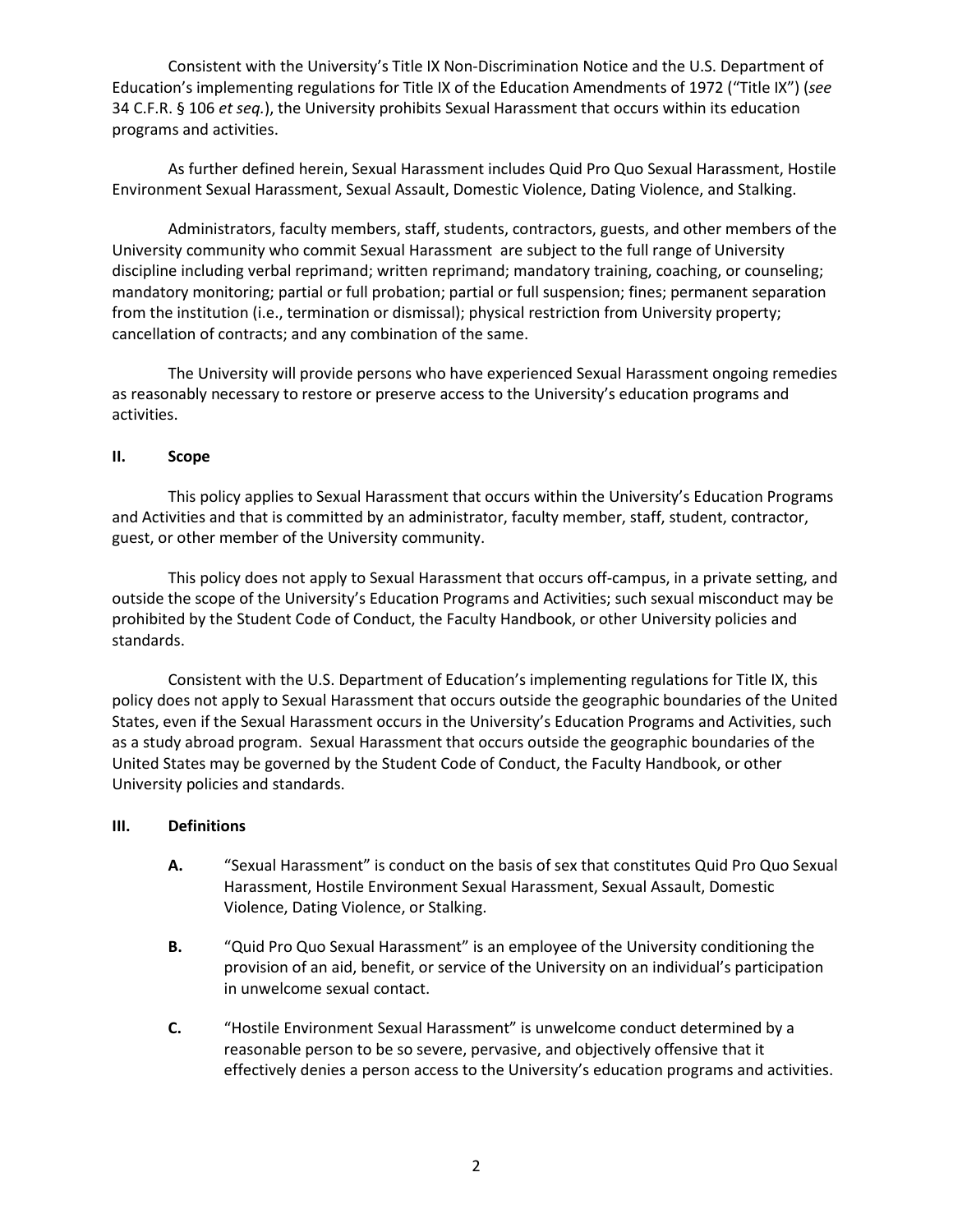Consistent with the University's Title IX Non-Discrimination Notice and the U.S. Department of Education's implementing regulations for Title IX of the Education Amendments of 1972 ("Title IX") (*see* 34 C.F.R. § 106 *et seq.*), the University prohibits Sexual Harassment that occurs within its education programs and activities.

As further defined herein, Sexual Harassment includes Quid Pro Quo Sexual Harassment, Hostile Environment Sexual Harassment, Sexual Assault, Domestic Violence, Dating Violence, and Stalking.

Administrators, faculty members, staff, students, contractors, guests, and other members of the University community who commit Sexual Harassment are subject to the full range of University discipline including verbal reprimand; written reprimand; mandatory training, coaching, or counseling; mandatory monitoring; partial or full probation; partial or full suspension; fines; permanent separation from the institution (i.e., termination or dismissal); physical restriction from University property; cancellation of contracts; and any combination of the same.

The University will provide persons who have experienced Sexual Harassment ongoing remedies as reasonably necessary to restore or preserve access to the University's education programs and activities.

## II. Scope

This policy applies to Sexual Harassment that occurs within the University's Education Programs and Activities and that is committed by an administrator, faculty member, staff, student, contractor, guest, or other member of the University community.

This policy does not apply to Sexual Harassment that occurs off-campus, in a private setting, and outside the scope of the University's Education Programs and Activities; such sexual misconduct may be prohibited by the Student Code of Conduct, the Faculty Handbook, or other University policies and standards.

Consistent with the U.S. Department of Education's implementing regulations for Title IX, this policy does not apply to Sexual Harassment that occurs outside the geographic boundaries of the United States, even if the Sexual Harassment occurs in the University's Education Programs and Activities, such as a study abroad program. Sexual Harassment that occurs outside the geographic boundaries of the United States may be governed by the Student Code of Conduct, the Faculty Handbook, or other University policies and standards.

## III. Definitions

**A.** "Sexual Harassment" is conduct on the basis of sex that constitutes Quid Pro Quo Sexual Harassment, Hostile Environment Sexual Harassment, Sexual Assault, Domestic Violence, Dating Violence, or Stalking.

**B.** "Quid Pro Quo Sexual Harassment" is an employee of the University conditioning the provision of an aid, benefit, or service of the University on an individual's participation in unwelcome sexual contact.

**C.** "Hostile Environment Sexual Harassment" is unwelcome conduct determined by a reasonable person to be so severe, pervasive, and objectively offensive that it effectively denies a person access to the University's education programs and activities.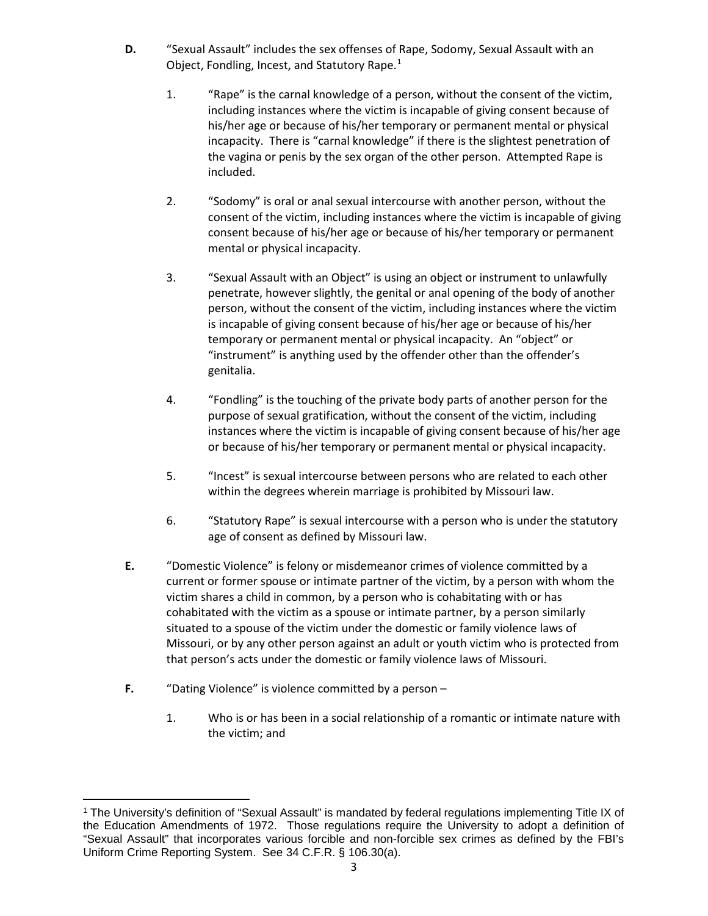**D.** "Sexual Assault" includes the sex offenses of Rape, Sodomy, Sexual Assault with an Object, Fondling, Incest, and Statutory Rape.[1]

1. "Rape" is the carnal knowledge of a person, without the consent of the victim, including instances where the victim is incapable of giving consent because of his/her age or because of his/her temporary or permanent mental or physical incapacity. There is "carnal knowledge" if there is the slightest penetration of the vagina or penis by the sex organ of the other person. Attempted Rape is included.

2. "Sodomy" is oral or anal sexual intercourse with another person, without the consent of the victim, including instances where the victim is incapable of giving consent because of his/her age or because of his/her temporary or permanent mental or physical incapacity.

3. "Sexual Assault with an Object" is using an object or instrument to unlawfully penetrate, however slightly, the genital or anal opening of the body of another person, without the consent of the victim, including instances where the victim is incapable of giving consent because of his/her age or because of his/her temporary or permanent mental or physical incapacity. An "object" or "instrument" is anything used by the offender other than the offender's genitalia.

4. "Fondling" is the touching of the private body parts of another person for the purpose of sexual gratification, without the consent of the victim, including instances where the victim is incapable of giving consent because of his/her age or because of his/her temporary or permanent mental or physical incapacity.

5. "Incest" is sexual intercourse between persons who are related to each other within the degrees wherein marriage is prohibited by Missouri law.

6. "Statutory Rape" is sexual intercourse with a person who is under the statutory age of consent as defined by Missouri law.

**E.** "Domestic Violence" is felony or misdemeanor crimes of violence committed by a current or former spouse or intimate partner of the victim, by a person with whom the victim shares a child in common, by a person who is cohabitating with or has cohabitated with the victim as a spouse or intimate partner, by a person similarly situated to a spouse of the victim under the domestic or family violence laws of Missouri, or by any other person against an adult or youth victim who is protected from that person's acts under the domestic or family violence laws of Missouri.

**F.** "Dating Violence" is violence committed by a person –

1. Who is or has been in a social relationship of a romantic or intimate nature with the victim; and

---

[1] The University's definition of "Sexual Assault" is mandated by federal regulations implementing Title IX of the Education Amendments of 1972. Those regulations require the University to adopt a definition of "Sexual Assault" that incorporates various forcible and non-forcible sex crimes as defined by the FBI's Uniform Crime Reporting System. See 34 C.F.R. § 106.30(a).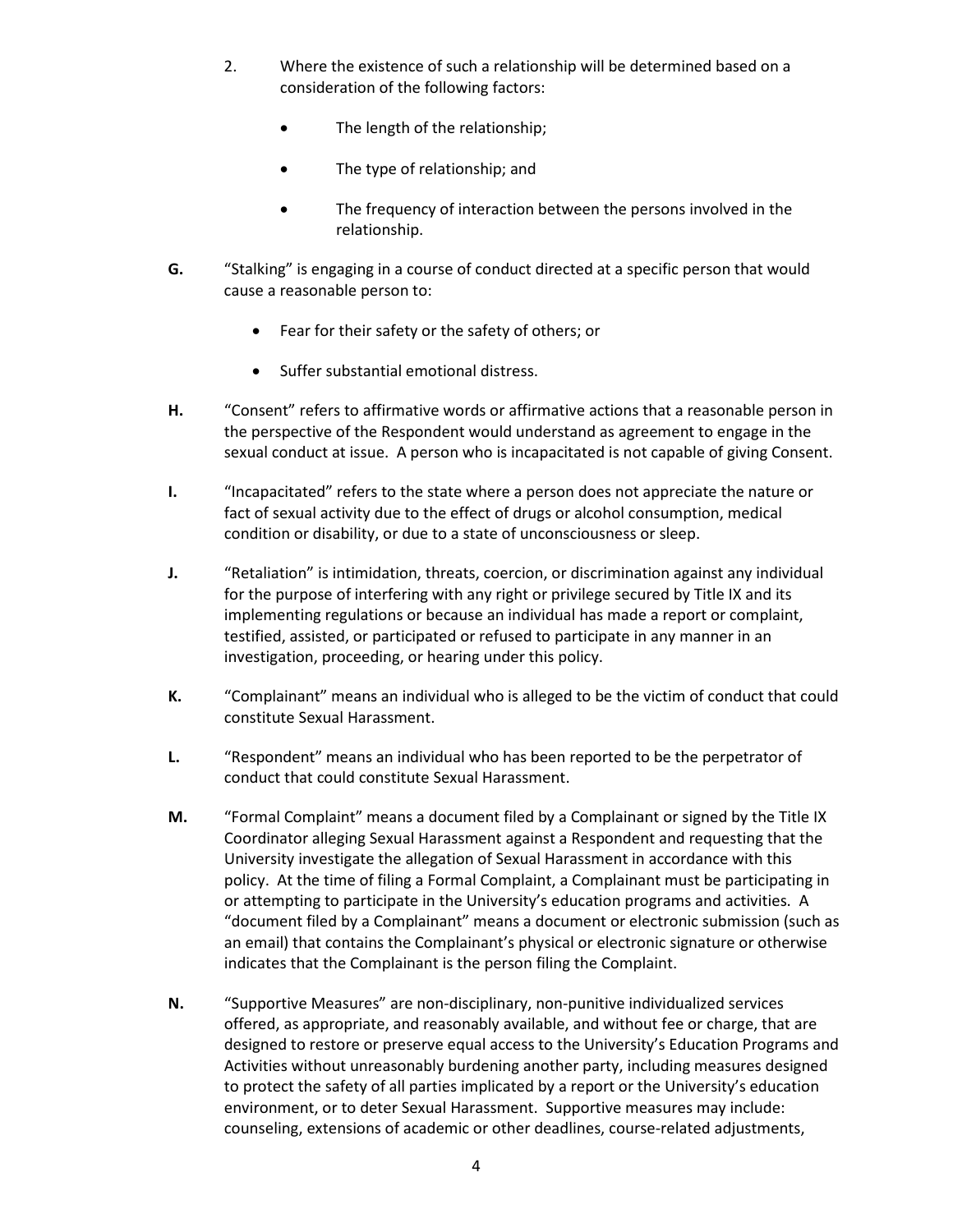2. Where the existence of such a relationship will be determined based on a consideration of the following factors:

   - The length of the relationship;
   - The type of relationship; and
   - The frequency of interaction between the persons involved in the relationship.

**G.** "Stalking" is engaging in a course of conduct directed at a specific person that would cause a reasonable person to:

- Fear for their safety or the safety of others; or
- Suffer substantial emotional distress.

**H.** "Consent" refers to affirmative words or affirmative actions that a reasonable person in the perspective of the Respondent would understand as agreement to engage in the sexual conduct at issue. A person who is incapacitated is not capable of giving Consent.

**I.** "Incapacitated" refers to the state where a person does not appreciate the nature or fact of sexual activity due to the effect of drugs or alcohol consumption, medical condition or disability, or due to a state of unconsciousness or sleep.

**J.** "Retaliation" is intimidation, threats, coercion, or discrimination against any individual for the purpose of interfering with any right or privilege secured by Title IX and its implementing regulations or because an individual has made a report or complaint, testified, assisted, or participated or refused to participate in any manner in an investigation, proceeding, or hearing under this policy.

**K.** "Complainant" means an individual who is alleged to be the victim of conduct that could constitute Sexual Harassment.

**L.** "Respondent" means an individual who has been reported to be the perpetrator of conduct that could constitute Sexual Harassment.

**M.** "Formal Complaint" means a document filed by a Complainant or signed by the Title IX Coordinator alleging Sexual Harassment against a Respondent and requesting that the University investigate the allegation of Sexual Harassment in accordance with this policy. At the time of filing a Formal Complaint, a Complainant must be participating in or attempting to participate in the University's education programs and activities. A "document filed by a Complainant" means a document or electronic submission (such as an email) that contains the Complainant's physical or electronic signature or otherwise indicates that the Complainant is the person filing the Complaint.

**N.** "Supportive Measures" are non-disciplinary, non-punitive individualized services offered, as appropriate, and reasonably available, and without fee or charge, that are designed to restore or preserve equal access to the University's Education Programs and Activities without unreasonably burdening another party, including measures designed to protect the safety of all parties implicated by a report or the University's education environment, or to deter Sexual Harassment. Supportive measures may include: counseling, extensions of academic or other deadlines, course-related adjustments,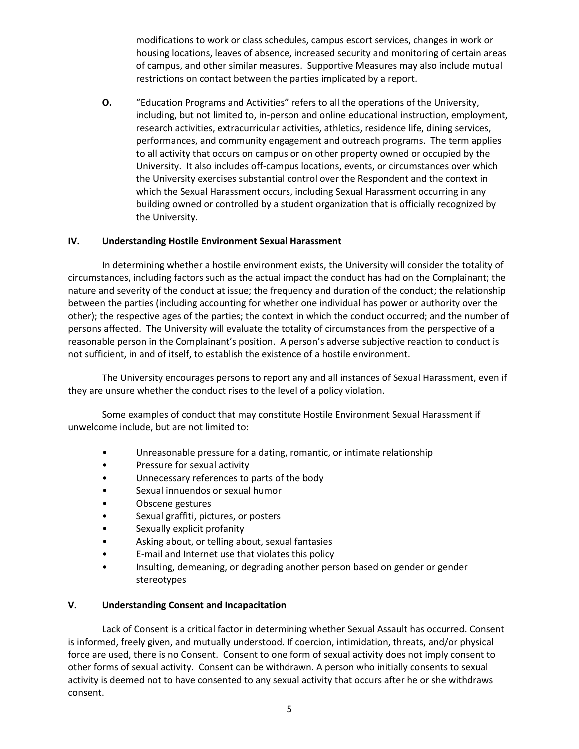modifications to work or class schedules, campus escort services, changes in work or housing locations, leaves of absence, increased security and monitoring of certain areas of campus, and other similar measures. Supportive Measures may also include mutual restrictions on contact between the parties implicated by a report.

**O.** "Education Programs and Activities" refers to all the operations of the University, including, but not limited to, in-person and online educational instruction, employment, research activities, extracurricular activities, athletics, residence life, dining services, performances, and community engagement and outreach programs. The term applies to all activity that occurs on campus or on other property owned or occupied by the University. It also includes off-campus locations, events, or circumstances over which the University exercises substantial control over the Respondent and the context in which the Sexual Harassment occurs, including Sexual Harassment occurring in any building owned or controlled by a student organization that is officially recognized by the University.

## IV. Understanding Hostile Environment Sexual Harassment

In determining whether a hostile environment exists, the University will consider the totality of circumstances, including factors such as the actual impact the conduct has had on the Complainant; the nature and severity of the conduct at issue; the frequency and duration of the conduct; the relationship between the parties (including accounting for whether one individual has power or authority over the other); the respective ages of the parties; the context in which the conduct occurred; and the number of persons affected. The University will evaluate the totality of circumstances from the perspective of a reasonable person in the Complainant's position. A person's adverse subjective reaction to conduct is not sufficient, in and of itself, to establish the existence of a hostile environment.

The University encourages persons to report any and all instances of Sexual Harassment, even if they are unsure whether the conduct rises to the level of a policy violation.

Some examples of conduct that may constitute Hostile Environment Sexual Harassment if unwelcome include, but are not limited to:

- Unreasonable pressure for a dating, romantic, or intimate relationship
- Pressure for sexual activity
- Unnecessary references to parts of the body
- Sexual innuendos or sexual humor
- Obscene gestures
- Sexual graffiti, pictures, or posters
- Sexually explicit profanity
- Asking about, or telling about, sexual fantasies
- E-mail and Internet use that violates this policy
- Insulting, demeaning, or degrading another person based on gender or gender stereotypes

## V. Understanding Consent and Incapacitation

Lack of Consent is a critical factor in determining whether Sexual Assault has occurred. Consent is informed, freely given, and mutually understood. If coercion, intimidation, threats, and/or physical force are used, there is no Consent. Consent to one form of sexual activity does not imply consent to other forms of sexual activity. Consent can be withdrawn. A person who initially consents to sexual activity is deemed not to have consented to any sexual activity that occurs after he or she withdraws consent.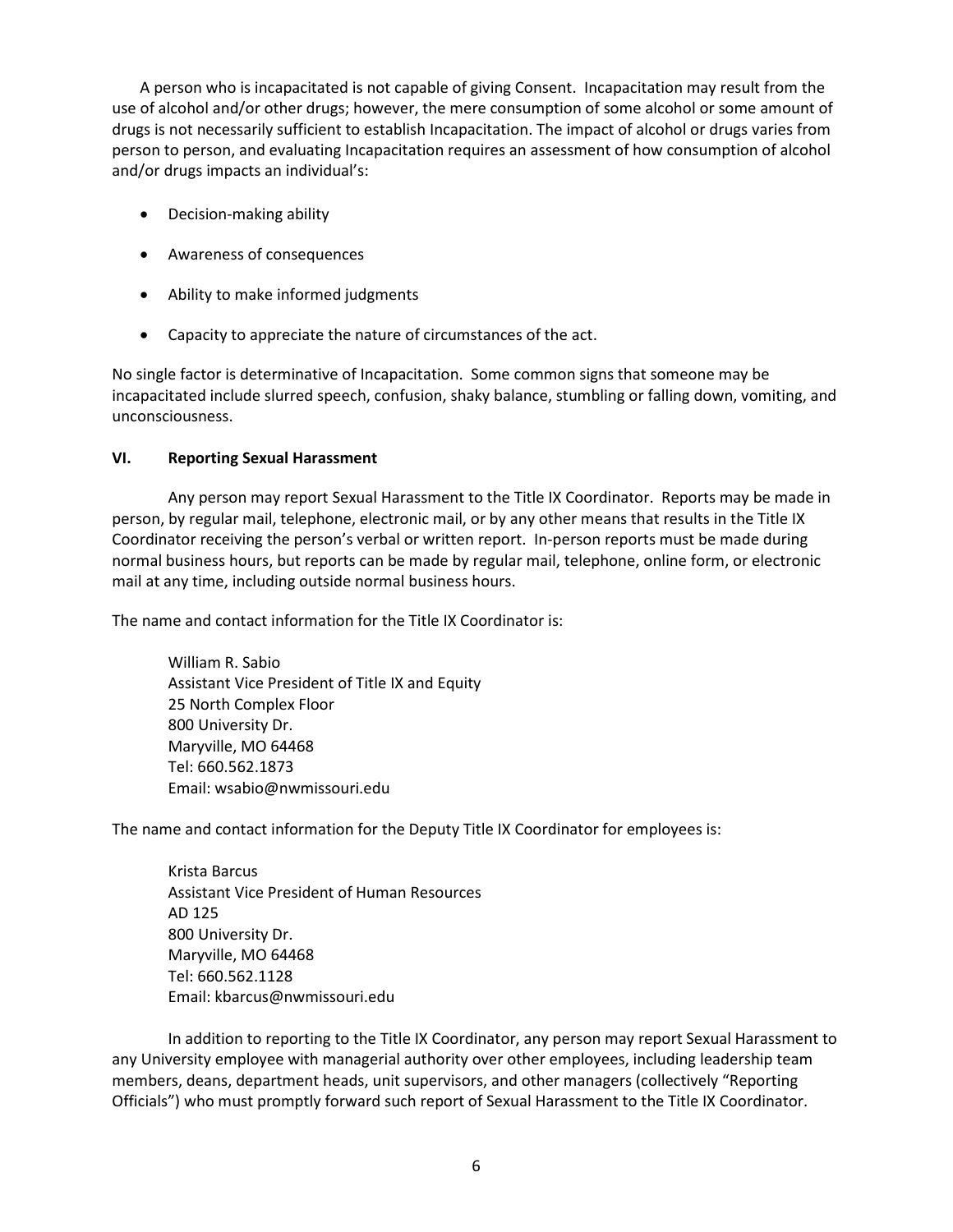A person who is incapacitated is not capable of giving Consent. Incapacitation may result from the use of alcohol and/or other drugs; however, the mere consumption of some alcohol or some amount of drugs is not necessarily sufficient to establish Incapacitation. The impact of alcohol or drugs varies from person to person, and evaluating Incapacitation requires an assessment of how consumption of alcohol and/or drugs impacts an individual's:

- Decision-making ability
- Awareness of consequences
- Ability to make informed judgments
- Capacity to appreciate the nature of circumstances of the act.

No single factor is determinative of Incapacitation. Some common signs that someone may be incapacitated include slurred speech, confusion, shaky balance, stumbling or falling down, vomiting, and unconsciousness.

## VI. Reporting Sexual Harassment

Any person may report Sexual Harassment to the Title IX Coordinator. Reports may be made in person, by regular mail, telephone, electronic mail, or by any other means that results in the Title IX Coordinator receiving the person's verbal or written report. In-person reports must be made during normal business hours, but reports can be made by regular mail, telephone, online form, or electronic mail at any time, including outside normal business hours.

The name and contact information for the Title IX Coordinator is:

William R. Sabio
Assistant Vice President of Title IX and Equity
25 North Complex Floor
800 University Dr.
Maryville, MO 64468
Tel: 660.562.1873
Email: wsabio@nwmissouri.edu

The name and contact information for the Deputy Title IX Coordinator for employees is:

Krista Barcus
Assistant Vice President of Human Resources
AD 125
800 University Dr.
Maryville, MO 64468
Tel: 660.562.1128
Email: kbarcus@nwmissouri.edu

In addition to reporting to the Title IX Coordinator, any person may report Sexual Harassment to any University employee with managerial authority over other employees, including leadership team members, deans, department heads, unit supervisors, and other managers (collectively "Reporting Officials") who must promptly forward such report of Sexual Harassment to the Title IX Coordinator.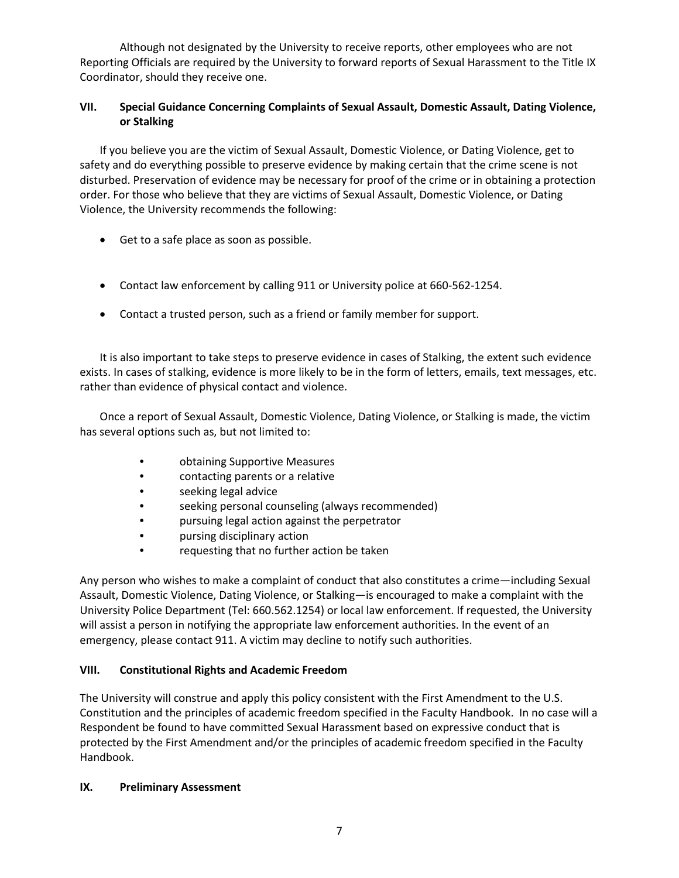Although not designated by the University to receive reports, other employees who are not Reporting Officials are required by the University to forward reports of Sexual Harassment to the Title IX Coordinator, should they receive one.

## VII. Special Guidance Concerning Complaints of Sexual Assault, Domestic Assault, Dating Violence, or Stalking

If you believe you are the victim of Sexual Assault, Domestic Violence, or Dating Violence, get to safety and do everything possible to preserve evidence by making certain that the crime scene is not disturbed. Preservation of evidence may be necessary for proof of the crime or in obtaining a protection order. For those who believe that they are victims of Sexual Assault, Domestic Violence, or Dating Violence, the University recommends the following:

- Get to a safe place as soon as possible.
- Contact law enforcement by calling 911 or University police at 660-562-1254.
- Contact a trusted person, such as a friend or family member for support.

It is also important to take steps to preserve evidence in cases of Stalking, the extent such evidence exists. In cases of stalking, evidence is more likely to be in the form of letters, emails, text messages, etc. rather than evidence of physical contact and violence.

Once a report of Sexual Assault, Domestic Violence, Dating Violence, or Stalking is made, the victim has several options such as, but not limited to:

- obtaining Supportive Measures
- contacting parents or a relative
- seeking legal advice
- seeking personal counseling (always recommended)
- pursuing legal action against the perpetrator
- pursing disciplinary action
- requesting that no further action be taken

Any person who wishes to make a complaint of conduct that also constitutes a crime—including Sexual Assault, Domestic Violence, Dating Violence, or Stalking—is encouraged to make a complaint with the University Police Department (Tel: 660.562.1254) or local law enforcement. If requested, the University will assist a person in notifying the appropriate law enforcement authorities. In the event of an emergency, please contact 911. A victim may decline to notify such authorities.

## VIII. Constitutional Rights and Academic Freedom

The University will construe and apply this policy consistent with the First Amendment to the U.S. Constitution and the principles of academic freedom specified in the Faculty Handbook. In no case will a Respondent be found to have committed Sexual Harassment based on expressive conduct that is protected by the First Amendment and/or the principles of academic freedom specified in the Faculty Handbook.

## IX. Preliminary Assessment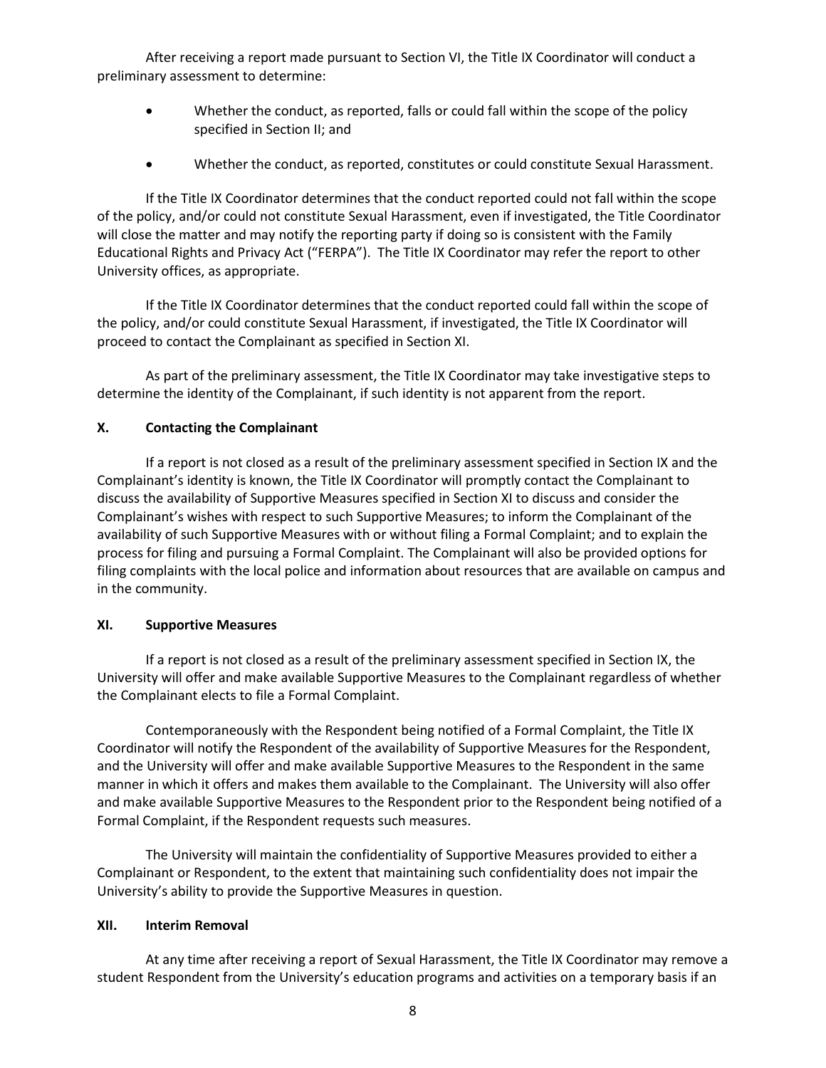After receiving a report made pursuant to Section VI, the Title IX Coordinator will conduct a preliminary assessment to determine:

- Whether the conduct, as reported, falls or could fall within the scope of the policy specified in Section II; and
- Whether the conduct, as reported, constitutes or could constitute Sexual Harassment.

If the Title IX Coordinator determines that the conduct reported could not fall within the scope of the policy, and/or could not constitute Sexual Harassment, even if investigated, the Title Coordinator will close the matter and may notify the reporting party if doing so is consistent with the Family Educational Rights and Privacy Act ("FERPA"). The Title IX Coordinator may refer the report to other University offices, as appropriate.

If the Title IX Coordinator determines that the conduct reported could fall within the scope of the policy, and/or could constitute Sexual Harassment, if investigated, the Title IX Coordinator will proceed to contact the Complainant as specified in Section XI.

As part of the preliminary assessment, the Title IX Coordinator may take investigative steps to determine the identity of the Complainant, if such identity is not apparent from the report.

## X. Contacting the Complainant

If a report is not closed as a result of the preliminary assessment specified in Section IX and the Complainant's identity is known, the Title IX Coordinator will promptly contact the Complainant to discuss the availability of Supportive Measures specified in Section XI to discuss and consider the Complainant's wishes with respect to such Supportive Measures; to inform the Complainant of the availability of such Supportive Measures with or without filing a Formal Complaint; and to explain the process for filing and pursuing a Formal Complaint. The Complainant will also be provided options for filing complaints with the local police and information about resources that are available on campus and in the community.

## XI. Supportive Measures

If a report is not closed as a result of the preliminary assessment specified in Section IX, the University will offer and make available Supportive Measures to the Complainant regardless of whether the Complainant elects to file a Formal Complaint.

Contemporaneously with the Respondent being notified of a Formal Complaint, the Title IX Coordinator will notify the Respondent of the availability of Supportive Measures for the Respondent, and the University will offer and make available Supportive Measures to the Respondent in the same manner in which it offers and makes them available to the Complainant. The University will also offer and make available Supportive Measures to the Respondent prior to the Respondent being notified of a Formal Complaint, if the Respondent requests such measures.

The University will maintain the confidentiality of Supportive Measures provided to either a Complainant or Respondent, to the extent that maintaining such confidentiality does not impair the University's ability to provide the Supportive Measures in question.

## XII. Interim Removal

At any time after receiving a report of Sexual Harassment, the Title IX Coordinator may remove a student Respondent from the University's education programs and activities on a temporary basis if an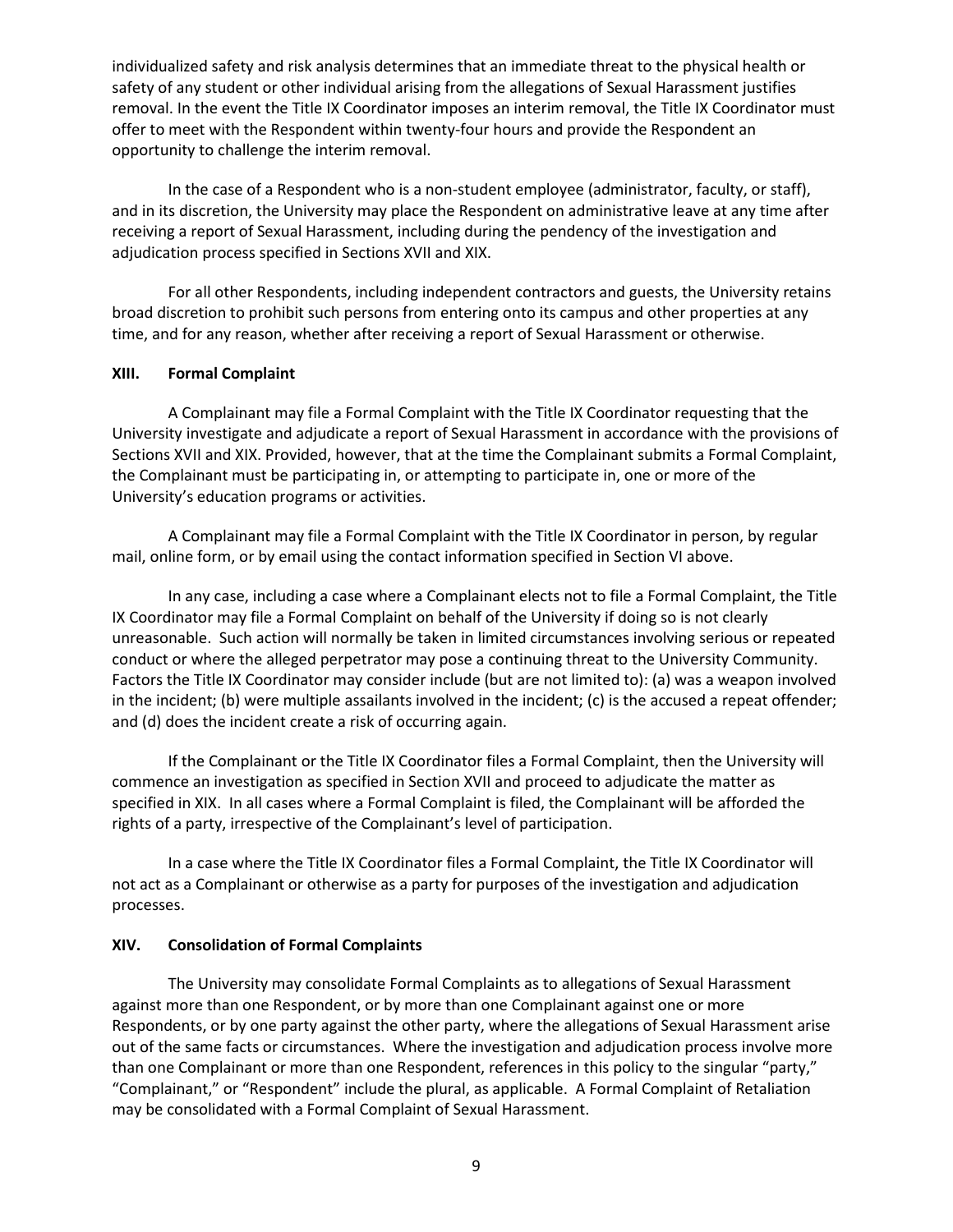individualized safety and risk analysis determines that an immediate threat to the physical health or safety of any student or other individual arising from the allegations of Sexual Harassment justifies removal. In the event the Title IX Coordinator imposes an interim removal, the Title IX Coordinator must offer to meet with the Respondent within twenty-four hours and provide the Respondent an opportunity to challenge the interim removal.

In the case of a Respondent who is a non-student employee (administrator, faculty, or staff), and in its discretion, the University may place the Respondent on administrative leave at any time after receiving a report of Sexual Harassment, including during the pendency of the investigation and adjudication process specified in Sections XVII and XIX.

For all other Respondents, including independent contractors and guests, the University retains broad discretion to prohibit such persons from entering onto its campus and other properties at any time, and for any reason, whether after receiving a report of Sexual Harassment or otherwise.

## XIII. Formal Complaint

A Complainant may file a Formal Complaint with the Title IX Coordinator requesting that the University investigate and adjudicate a report of Sexual Harassment in accordance with the provisions of Sections XVII and XIX. Provided, however, that at the time the Complainant submits a Formal Complaint, the Complainant must be participating in, or attempting to participate in, one or more of the University's education programs or activities.

A Complainant may file a Formal Complaint with the Title IX Coordinator in person, by regular mail, online form, or by email using the contact information specified in Section VI above.

In any case, including a case where a Complainant elects not to file a Formal Complaint, the Title IX Coordinator may file a Formal Complaint on behalf of the University if doing so is not clearly unreasonable. Such action will normally be taken in limited circumstances involving serious or repeated conduct or where the alleged perpetrator may pose a continuing threat to the University Community. Factors the Title IX Coordinator may consider include (but are not limited to): (a) was a weapon involved in the incident; (b) were multiple assailants involved in the incident; (c) is the accused a repeat offender; and (d) does the incident create a risk of occurring again.

If the Complainant or the Title IX Coordinator files a Formal Complaint, then the University will commence an investigation as specified in Section XVII and proceed to adjudicate the matter as specified in XIX. In all cases where a Formal Complaint is filed, the Complainant will be afforded the rights of a party, irrespective of the Complainant's level of participation.

In a case where the Title IX Coordinator files a Formal Complaint, the Title IX Coordinator will not act as a Complainant or otherwise as a party for purposes of the investigation and adjudication processes.

## XIV. Consolidation of Formal Complaints

The University may consolidate Formal Complaints as to allegations of Sexual Harassment against more than one Respondent, or by more than one Complainant against one or more Respondents, or by one party against the other party, where the allegations of Sexual Harassment arise out of the same facts or circumstances. Where the investigation and adjudication process involve more than one Complainant or more than one Respondent, references in this policy to the singular "party," "Complainant," or "Respondent" include the plural, as applicable. A Formal Complaint of Retaliation may be consolidated with a Formal Complaint of Sexual Harassment.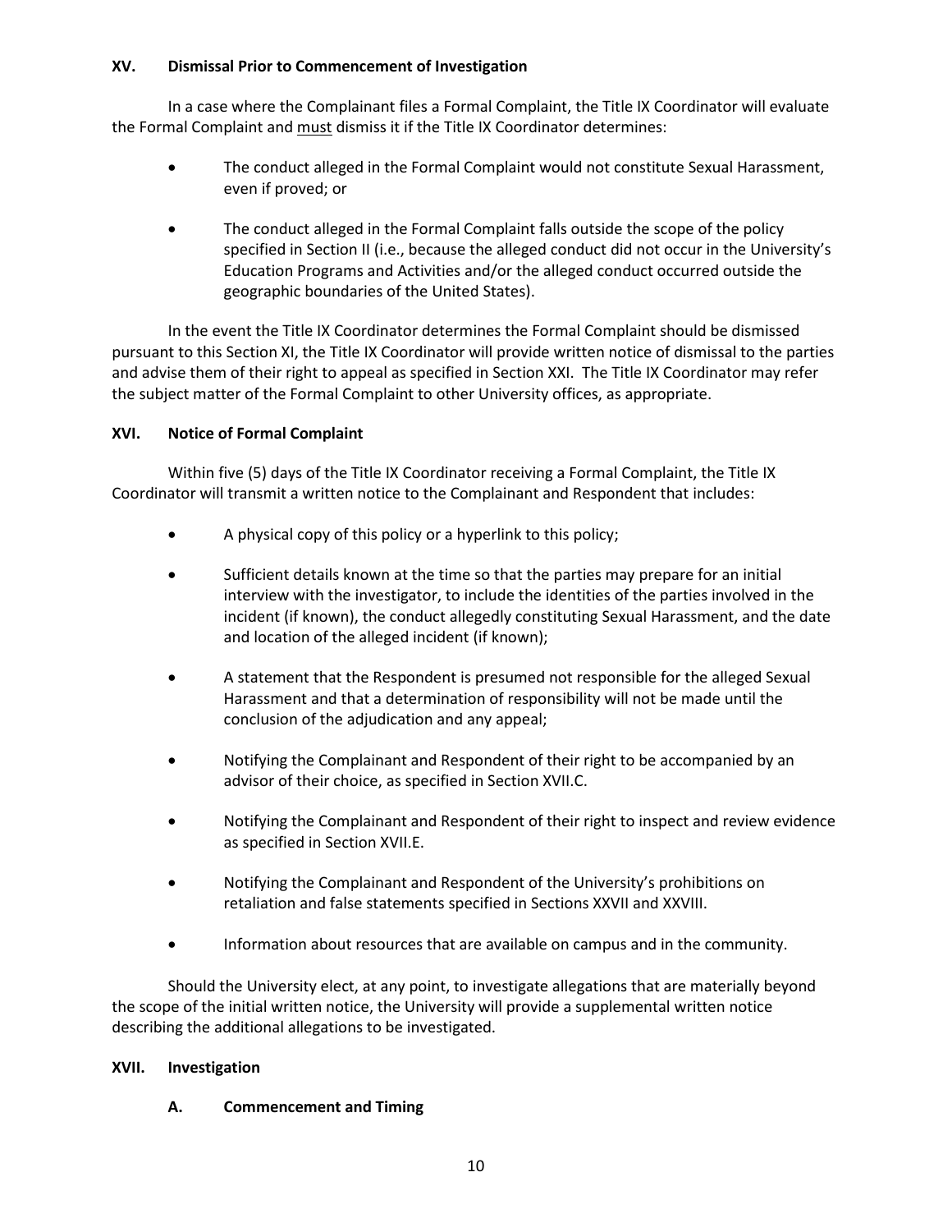## XV. Dismissal Prior to Commencement of Investigation

In a case where the Complainant files a Formal Complaint, the Title IX Coordinator will evaluate the Formal Complaint and <u>must</u> dismiss it if the Title IX Coordinator determines:

- The conduct alleged in the Formal Complaint would not constitute Sexual Harassment, even if proved; or
- The conduct alleged in the Formal Complaint falls outside the scope of the policy specified in Section II (i.e., because the alleged conduct did not occur in the University's Education Programs and Activities and/or the alleged conduct occurred outside the geographic boundaries of the United States).

In the event the Title IX Coordinator determines the Formal Complaint should be dismissed pursuant to this Section XI, the Title IX Coordinator will provide written notice of dismissal to the parties and advise them of their right to appeal as specified in Section XXI. The Title IX Coordinator may refer the subject matter of the Formal Complaint to other University offices, as appropriate.

## XVI. Notice of Formal Complaint

Within five (5) days of the Title IX Coordinator receiving a Formal Complaint, the Title IX Coordinator will transmit a written notice to the Complainant and Respondent that includes:

- A physical copy of this policy or a hyperlink to this policy;
- Sufficient details known at the time so that the parties may prepare for an initial interview with the investigator, to include the identities of the parties involved in the incident (if known), the conduct allegedly constituting Sexual Harassment, and the date and location of the alleged incident (if known);
- A statement that the Respondent is presumed not responsible for the alleged Sexual Harassment and that a determination of responsibility will not be made until the conclusion of the adjudication and any appeal;
- Notifying the Complainant and Respondent of their right to be accompanied by an advisor of their choice, as specified in Section XVII.C.
- Notifying the Complainant and Respondent of their right to inspect and review evidence as specified in Section XVII.E.
- Notifying the Complainant and Respondent of the University's prohibitions on retaliation and false statements specified in Sections XXVII and XXVIII.
- Information about resources that are available on campus and in the community.

Should the University elect, at any point, to investigate allegations that are materially beyond the scope of the initial written notice, the University will provide a supplemental written notice describing the additional allegations to be investigated.

## XVII. Investigation

### A. Commencement and Timing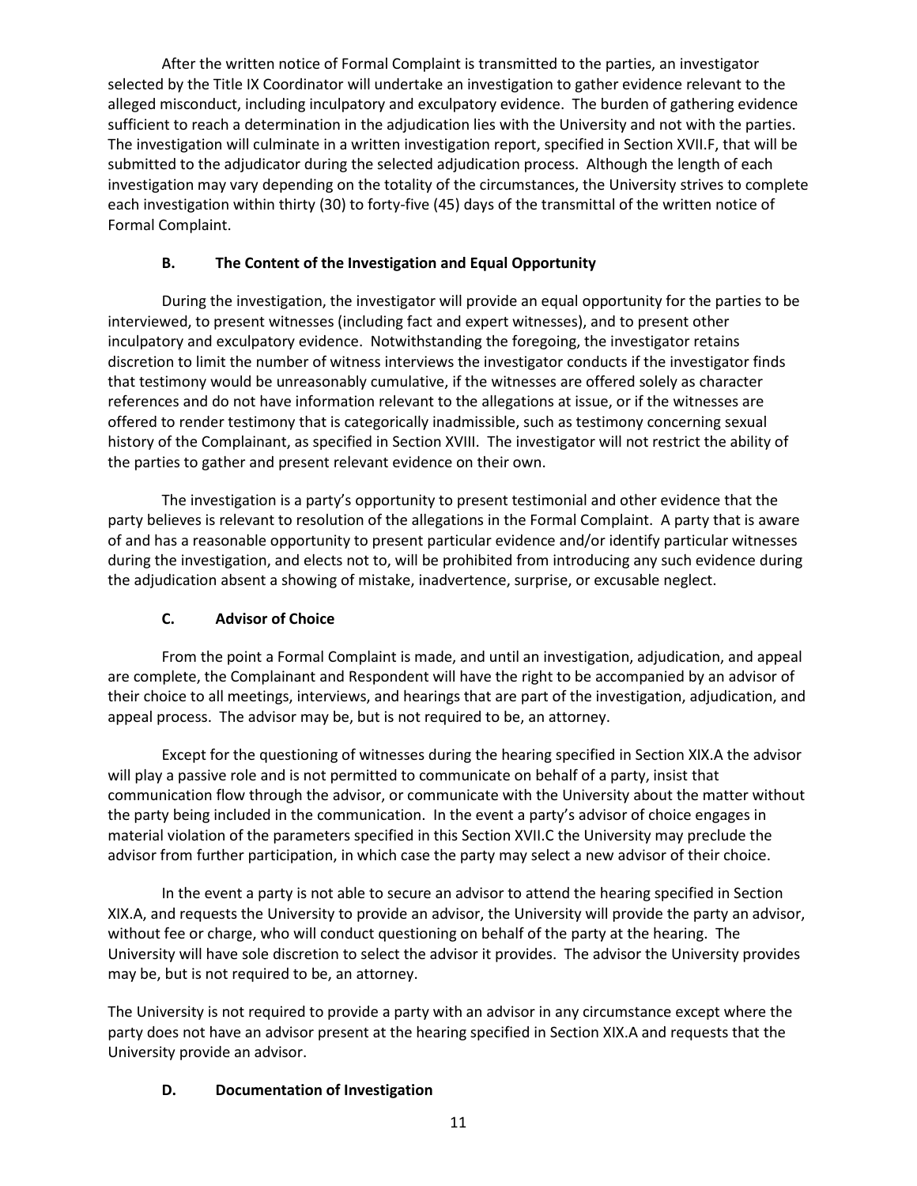After the written notice of Formal Complaint is transmitted to the parties, an investigator selected by the Title IX Coordinator will undertake an investigation to gather evidence relevant to the alleged misconduct, including inculpatory and exculpatory evidence. The burden of gathering evidence sufficient to reach a determination in the adjudication lies with the University and not with the parties. The investigation will culminate in a written investigation report, specified in Section XVII.F, that will be submitted to the adjudicator during the selected adjudication process. Although the length of each investigation may vary depending on the totality of the circumstances, the University strives to complete each investigation within thirty (30) to forty-five (45) days of the transmittal of the written notice of Formal Complaint.

### B. The Content of the Investigation and Equal Opportunity

During the investigation, the investigator will provide an equal opportunity for the parties to be interviewed, to present witnesses (including fact and expert witnesses), and to present other inculpatory and exculpatory evidence. Notwithstanding the foregoing, the investigator retains discretion to limit the number of witness interviews the investigator conducts if the investigator finds that testimony would be unreasonably cumulative, if the witnesses are offered solely as character references and do not have information relevant to the allegations at issue, or if the witnesses are offered to render testimony that is categorically inadmissible, such as testimony concerning sexual history of the Complainant, as specified in Section XVIII. The investigator will not restrict the ability of the parties to gather and present relevant evidence on their own.

The investigation is a party's opportunity to present testimonial and other evidence that the party believes is relevant to resolution of the allegations in the Formal Complaint. A party that is aware of and has a reasonable opportunity to present particular evidence and/or identify particular witnesses during the investigation, and elects not to, will be prohibited from introducing any such evidence during the adjudication absent a showing of mistake, inadvertence, surprise, or excusable neglect.

### C. Advisor of Choice

From the point a Formal Complaint is made, and until an investigation, adjudication, and appeal are complete, the Complainant and Respondent will have the right to be accompanied by an advisor of their choice to all meetings, interviews, and hearings that are part of the investigation, adjudication, and appeal process. The advisor may be, but is not required to be, an attorney.

Except for the questioning of witnesses during the hearing specified in Section XIX.A the advisor will play a passive role and is not permitted to communicate on behalf of a party, insist that communication flow through the advisor, or communicate with the University about the matter without the party being included in the communication. In the event a party's advisor of choice engages in material violation of the parameters specified in this Section XVII.C the University may preclude the advisor from further participation, in which case the party may select a new advisor of their choice.

In the event a party is not able to secure an advisor to attend the hearing specified in Section XIX.A, and requests the University to provide an advisor, the University will provide the party an advisor, without fee or charge, who will conduct questioning on behalf of the party at the hearing. The University will have sole discretion to select the advisor it provides. The advisor the University provides may be, but is not required to be, an attorney.

The University is not required to provide a party with an advisor in any circumstance except where the party does not have an advisor present at the hearing specified in Section XIX.A and requests that the University provide an advisor.

### D. Documentation of Investigation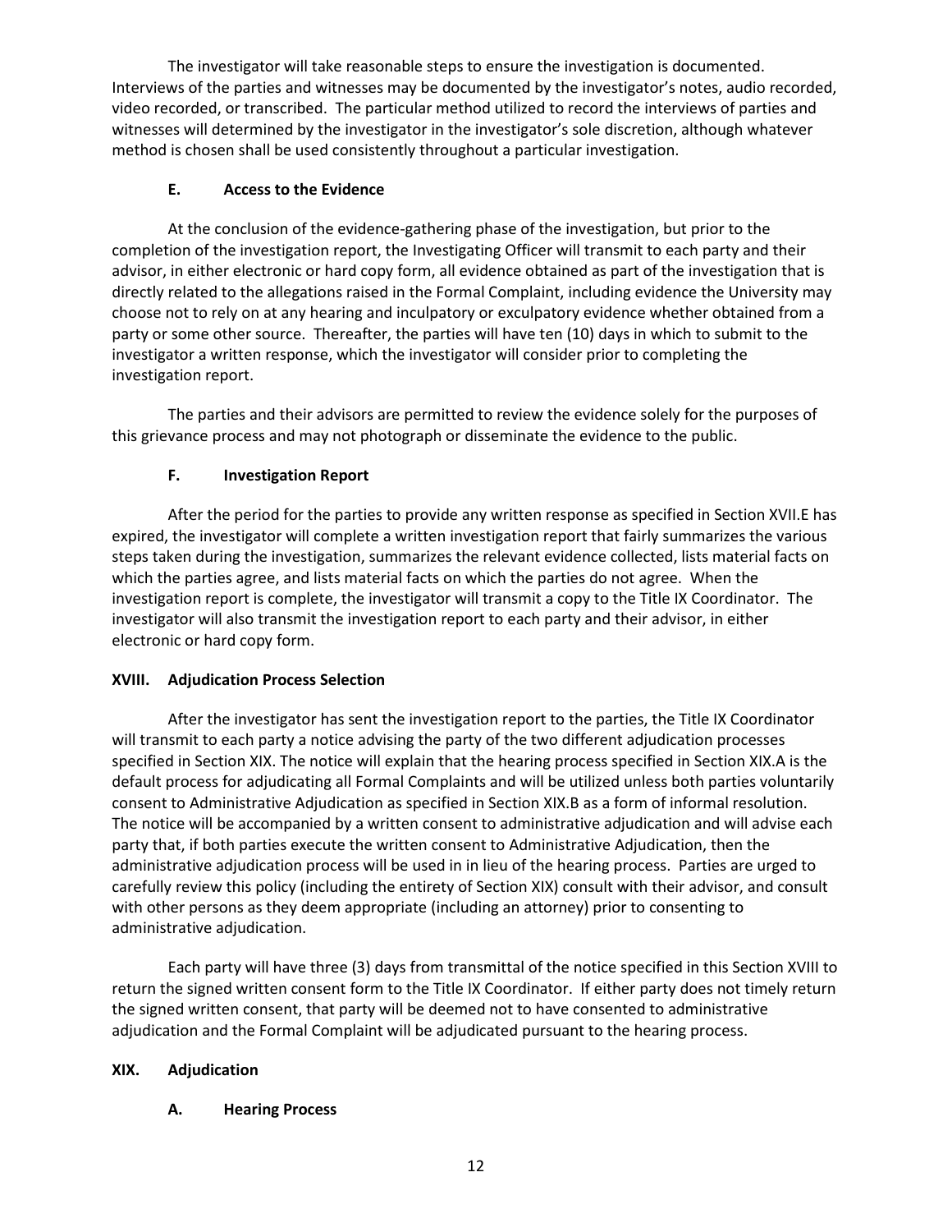The investigator will take reasonable steps to ensure the investigation is documented. Interviews of the parties and witnesses may be documented by the investigator's notes, audio recorded, video recorded, or transcribed. The particular method utilized to record the interviews of parties and witnesses will determined by the investigator in the investigator's sole discretion, although whatever method is chosen shall be used consistently throughout a particular investigation.

### E. Access to the Evidence

At the conclusion of the evidence-gathering phase of the investigation, but prior to the completion of the investigation report, the Investigating Officer will transmit to each party and their advisor, in either electronic or hard copy form, all evidence obtained as part of the investigation that is directly related to the allegations raised in the Formal Complaint, including evidence the University may choose not to rely on at any hearing and inculpatory or exculpatory evidence whether obtained from a party or some other source. Thereafter, the parties will have ten (10) days in which to submit to the investigator a written response, which the investigator will consider prior to completing the investigation report.

The parties and their advisors are permitted to review the evidence solely for the purposes of this grievance process and may not photograph or disseminate the evidence to the public.

### F. Investigation Report

After the period for the parties to provide any written response as specified in Section XVII.E has expired, the investigator will complete a written investigation report that fairly summarizes the various steps taken during the investigation, summarizes the relevant evidence collected, lists material facts on which the parties agree, and lists material facts on which the parties do not agree. When the investigation report is complete, the investigator will transmit a copy to the Title IX Coordinator. The investigator will also transmit the investigation report to each party and their advisor, in either electronic or hard copy form.

## XVIII. Adjudication Process Selection

After the investigator has sent the investigation report to the parties, the Title IX Coordinator will transmit to each party a notice advising the party of the two different adjudication processes specified in Section XIX. The notice will explain that the hearing process specified in Section XIX.A is the default process for adjudicating all Formal Complaints and will be utilized unless both parties voluntarily consent to Administrative Adjudication as specified in Section XIX.B as a form of informal resolution. The notice will be accompanied by a written consent to administrative adjudication and will advise each party that, if both parties execute the written consent to Administrative Adjudication, then the administrative adjudication process will be used in in lieu of the hearing process. Parties are urged to carefully review this policy (including the entirety of Section XIX) consult with their advisor, and consult with other persons as they deem appropriate (including an attorney) prior to consenting to administrative adjudication.

Each party will have three (3) days from transmittal of the notice specified in this Section XVIII to return the signed written consent form to the Title IX Coordinator. If either party does not timely return the signed written consent, that party will be deemed not to have consented to administrative adjudication and the Formal Complaint will be adjudicated pursuant to the hearing process.

## XIX. Adjudication

### A. Hearing Process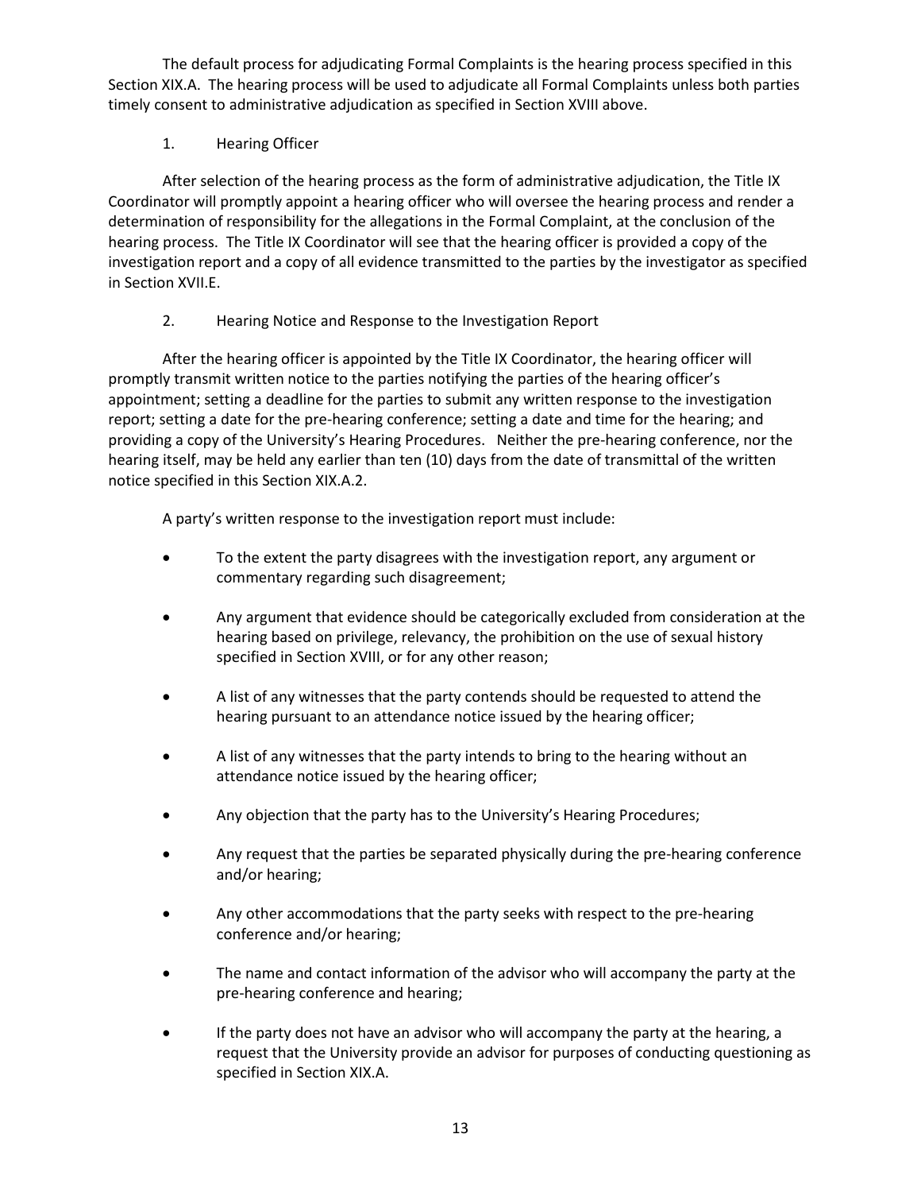The default process for adjudicating Formal Complaints is the hearing process specified in this Section XIX.A. The hearing process will be used to adjudicate all Formal Complaints unless both parties timely consent to administrative adjudication as specified in Section XVIII above.

1. Hearing Officer

After selection of the hearing process as the form of administrative adjudication, the Title IX Coordinator will promptly appoint a hearing officer who will oversee the hearing process and render a determination of responsibility for the allegations in the Formal Complaint, at the conclusion of the hearing process. The Title IX Coordinator will see that the hearing officer is provided a copy of the investigation report and a copy of all evidence transmitted to the parties by the investigator as specified in Section XVII.E.

2. Hearing Notice and Response to the Investigation Report

After the hearing officer is appointed by the Title IX Coordinator, the hearing officer will promptly transmit written notice to the parties notifying the parties of the hearing officer's appointment; setting a deadline for the parties to submit any written response to the investigation report; setting a date for the pre-hearing conference; setting a date and time for the hearing; and providing a copy of the University's Hearing Procedures. Neither the pre-hearing conference, nor the hearing itself, may be held any earlier than ten (10) days from the date of transmittal of the written notice specified in this Section XIX.A.2.

A party's written response to the investigation report must include:

- To the extent the party disagrees with the investigation report, any argument or commentary regarding such disagreement;
- Any argument that evidence should be categorically excluded from consideration at the hearing based on privilege, relevancy, the prohibition on the use of sexual history specified in Section XVIII, or for any other reason;
- A list of any witnesses that the party contends should be requested to attend the hearing pursuant to an attendance notice issued by the hearing officer;
- A list of any witnesses that the party intends to bring to the hearing without an attendance notice issued by the hearing officer;
- Any objection that the party has to the University's Hearing Procedures;
- Any request that the parties be separated physically during the pre-hearing conference and/or hearing;
- Any other accommodations that the party seeks with respect to the pre-hearing conference and/or hearing;
- The name and contact information of the advisor who will accompany the party at the pre-hearing conference and hearing;
- If the party does not have an advisor who will accompany the party at the hearing, a request that the University provide an advisor for purposes of conducting questioning as specified in Section XIX.A.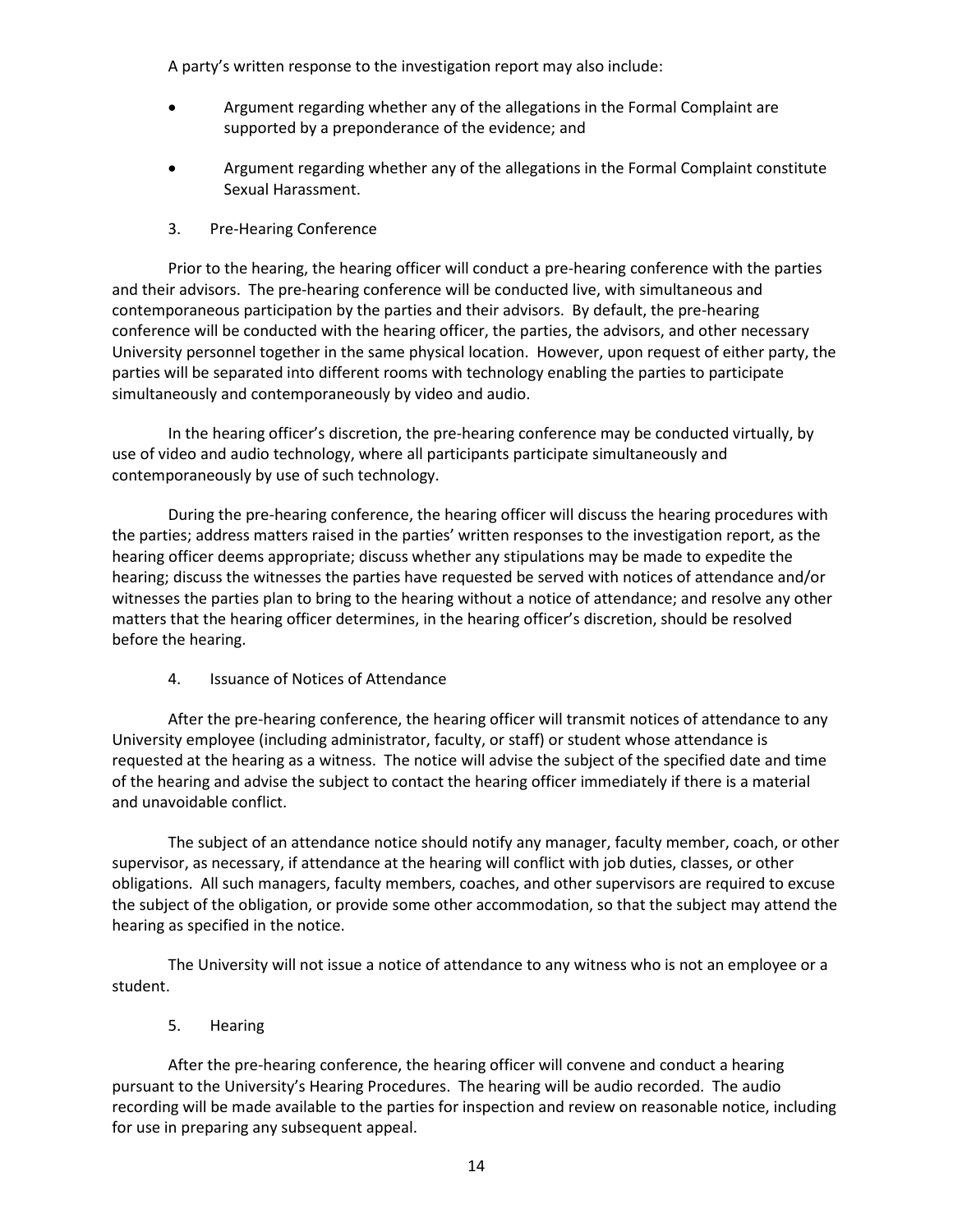A party's written response to the investigation report may also include:

- Argument regarding whether any of the allegations in the Formal Complaint are supported by a preponderance of the evidence; and
- Argument regarding whether any of the allegations in the Formal Complaint constitute Sexual Harassment.

3. Pre-Hearing Conference

Prior to the hearing, the hearing officer will conduct a pre-hearing conference with the parties and their advisors. The pre-hearing conference will be conducted live, with simultaneous and contemporaneous participation by the parties and their advisors. By default, the pre-hearing conference will be conducted with the hearing officer, the parties, the advisors, and other necessary University personnel together in the same physical location. However, upon request of either party, the parties will be separated into different rooms with technology enabling the parties to participate simultaneously and contemporaneously by video and audio.

In the hearing officer's discretion, the pre-hearing conference may be conducted virtually, by use of video and audio technology, where all participants participate simultaneously and contemporaneously by use of such technology.

During the pre-hearing conference, the hearing officer will discuss the hearing procedures with the parties; address matters raised in the parties' written responses to the investigation report, as the hearing officer deems appropriate; discuss whether any stipulations may be made to expedite the hearing; discuss the witnesses the parties have requested be served with notices of attendance and/or witnesses the parties plan to bring to the hearing without a notice of attendance; and resolve any other matters that the hearing officer determines, in the hearing officer's discretion, should be resolved before the hearing.

4. Issuance of Notices of Attendance

After the pre-hearing conference, the hearing officer will transmit notices of attendance to any University employee (including administrator, faculty, or staff) or student whose attendance is requested at the hearing as a witness. The notice will advise the subject of the specified date and time of the hearing and advise the subject to contact the hearing officer immediately if there is a material and unavoidable conflict.

The subject of an attendance notice should notify any manager, faculty member, coach, or other supervisor, as necessary, if attendance at the hearing will conflict with job duties, classes, or other obligations. All such managers, faculty members, coaches, and other supervisors are required to excuse the subject of the obligation, or provide some other accommodation, so that the subject may attend the hearing as specified in the notice.

The University will not issue a notice of attendance to any witness who is not an employee or a student.

5. Hearing

After the pre-hearing conference, the hearing officer will convene and conduct a hearing pursuant to the University's Hearing Procedures. The hearing will be audio recorded. The audio recording will be made available to the parties for inspection and review on reasonable notice, including for use in preparing any subsequent appeal.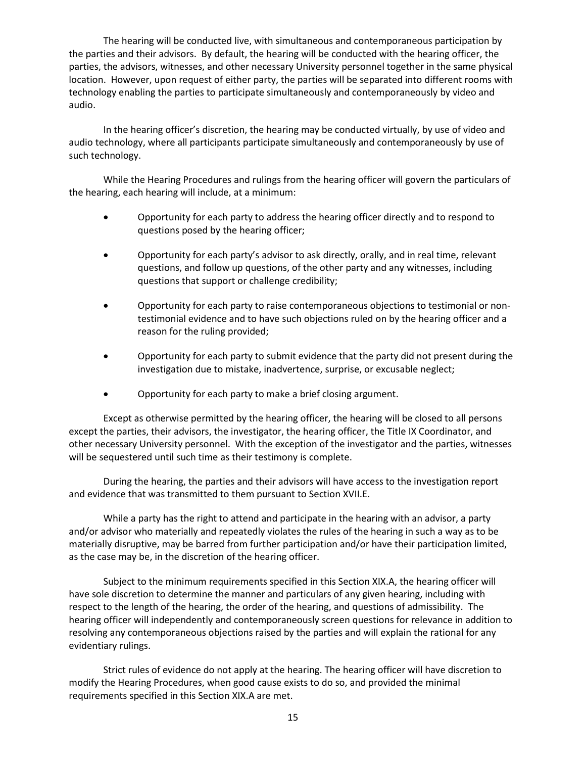The hearing will be conducted live, with simultaneous and contemporaneous participation by the parties and their advisors. By default, the hearing will be conducted with the hearing officer, the parties, the advisors, witnesses, and other necessary University personnel together in the same physical location. However, upon request of either party, the parties will be separated into different rooms with technology enabling the parties to participate simultaneously and contemporaneously by video and audio.

In the hearing officer's discretion, the hearing may be conducted virtually, by use of video and audio technology, where all participants participate simultaneously and contemporaneously by use of such technology.

While the Hearing Procedures and rulings from the hearing officer will govern the particulars of the hearing, each hearing will include, at a minimum:

- Opportunity for each party to address the hearing officer directly and to respond to questions posed by the hearing officer;
- Opportunity for each party's advisor to ask directly, orally, and in real time, relevant questions, and follow up questions, of the other party and any witnesses, including questions that support or challenge credibility;
- Opportunity for each party to raise contemporaneous objections to testimonial or non-testimonial evidence and to have such objections ruled on by the hearing officer and a reason for the ruling provided;
- Opportunity for each party to submit evidence that the party did not present during the investigation due to mistake, inadvertence, surprise, or excusable neglect;
- Opportunity for each party to make a brief closing argument.

Except as otherwise permitted by the hearing officer, the hearing will be closed to all persons except the parties, their advisors, the investigator, the hearing officer, the Title IX Coordinator, and other necessary University personnel. With the exception of the investigator and the parties, witnesses will be sequestered until such time as their testimony is complete.

During the hearing, the parties and their advisors will have access to the investigation report and evidence that was transmitted to them pursuant to Section XVII.E.

While a party has the right to attend and participate in the hearing with an advisor, a party and/or advisor who materially and repeatedly violates the rules of the hearing in such a way as to be materially disruptive, may be barred from further participation and/or have their participation limited, as the case may be, in the discretion of the hearing officer.

Subject to the minimum requirements specified in this Section XIX.A, the hearing officer will have sole discretion to determine the manner and particulars of any given hearing, including with respect to the length of the hearing, the order of the hearing, and questions of admissibility. The hearing officer will independently and contemporaneously screen questions for relevance in addition to resolving any contemporaneous objections raised by the parties and will explain the rational for any evidentiary rulings.

Strict rules of evidence do not apply at the hearing. The hearing officer will have discretion to modify the Hearing Procedures, when good cause exists to do so, and provided the minimal requirements specified in this Section XIX.A are met.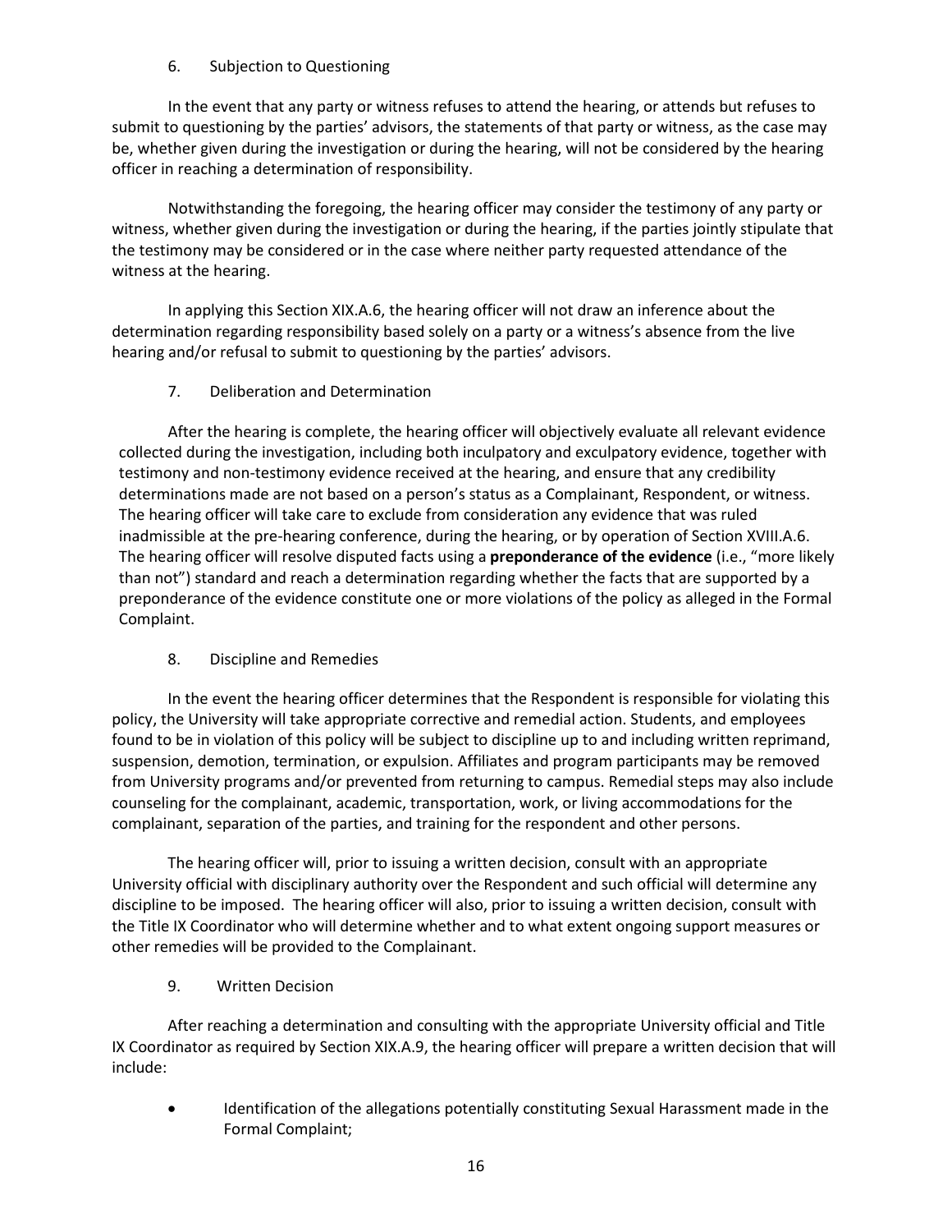### 6. Subjection to Questioning

In the event that any party or witness refuses to attend the hearing, or attends but refuses to submit to questioning by the parties' advisors, the statements of that party or witness, as the case may be, whether given during the investigation or during the hearing, will not be considered by the hearing officer in reaching a determination of responsibility.

Notwithstanding the foregoing, the hearing officer may consider the testimony of any party or witness, whether given during the investigation or during the hearing, if the parties jointly stipulate that the testimony may be considered or in the case where neither party requested attendance of the witness at the hearing.

In applying this Section XIX.A.6, the hearing officer will not draw an inference about the determination regarding responsibility based solely on a party or a witness's absence from the live hearing and/or refusal to submit to questioning by the parties' advisors.

### 7. Deliberation and Determination

After the hearing is complete, the hearing officer will objectively evaluate all relevant evidence collected during the investigation, including both inculpatory and exculpatory evidence, together with testimony and non-testimony evidence received at the hearing, and ensure that any credibility determinations made are not based on a person's status as a Complainant, Respondent, or witness. The hearing officer will take care to exclude from consideration any evidence that was ruled inadmissible at the pre-hearing conference, during the hearing, or by operation of Section XVIII.A.6. The hearing officer will resolve disputed facts using a **preponderance of the evidence** (i.e., "more likely than not") standard and reach a determination regarding whether the facts that are supported by a preponderance of the evidence constitute one or more violations of the policy as alleged in the Formal Complaint.

### 8. Discipline and Remedies

In the event the hearing officer determines that the Respondent is responsible for violating this policy, the University will take appropriate corrective and remedial action. Students, and employees found to be in violation of this policy will be subject to discipline up to and including written reprimand, suspension, demotion, termination, or expulsion. Affiliates and program participants may be removed from University programs and/or prevented from returning to campus. Remedial steps may also include counseling for the complainant, academic, transportation, work, or living accommodations for the complainant, separation of the parties, and training for the respondent and other persons.

The hearing officer will, prior to issuing a written decision, consult with an appropriate University official with disciplinary authority over the Respondent and such official will determine any discipline to be imposed. The hearing officer will also, prior to issuing a written decision, consult with the Title IX Coordinator who will determine whether and to what extent ongoing support measures or other remedies will be provided to the Complainant.

### 9. Written Decision

After reaching a determination and consulting with the appropriate University official and Title IX Coordinator as required by Section XIX.A.9, the hearing officer will prepare a written decision that will include:

- Identification of the allegations potentially constituting Sexual Harassment made in the Formal Complaint;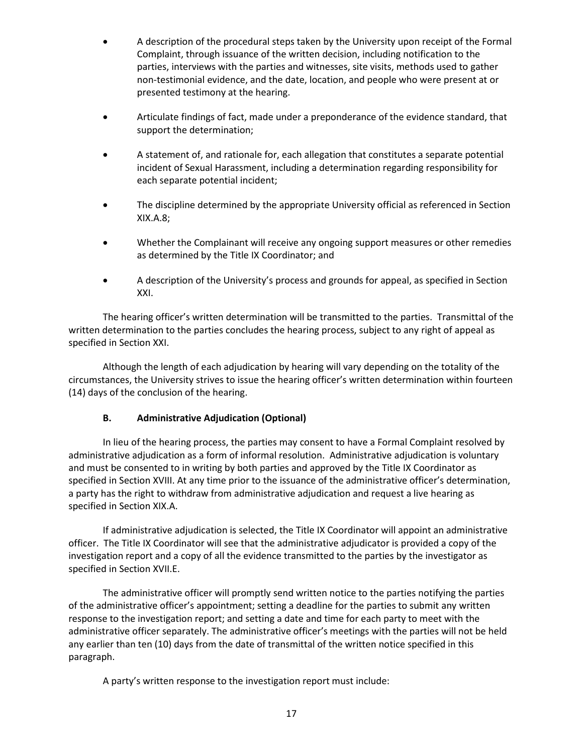- A description of the procedural steps taken by the University upon receipt of the Formal Complaint, through issuance of the written decision, including notification to the parties, interviews with the parties and witnesses, site visits, methods used to gather non-testimonial evidence, and the date, location, and people who were present at or presented testimony at the hearing.

- Articulate findings of fact, made under a preponderance of the evidence standard, that support the determination;

- A statement of, and rationale for, each allegation that constitutes a separate potential incident of Sexual Harassment, including a determination regarding responsibility for each separate potential incident;

- The discipline determined by the appropriate University official as referenced in Section XIX.A.8;

- Whether the Complainant will receive any ongoing support measures or other remedies as determined by the Title IX Coordinator; and

- A description of the University's process and grounds for appeal, as specified in Section XXI.

The hearing officer's written determination will be transmitted to the parties. Transmittal of the written determination to the parties concludes the hearing process, subject to any right of appeal as specified in Section XXI.

Although the length of each adjudication by hearing will vary depending on the totality of the circumstances, the University strives to issue the hearing officer's written determination within fourteen (14) days of the conclusion of the hearing.

### B. Administrative Adjudication (Optional)

In lieu of the hearing process, the parties may consent to have a Formal Complaint resolved by administrative adjudication as a form of informal resolution. Administrative adjudication is voluntary and must be consented to in writing by both parties and approved by the Title IX Coordinator as specified in Section XVIII. At any time prior to the issuance of the administrative officer's determination, a party has the right to withdraw from administrative adjudication and request a live hearing as specified in Section XIX.A.

If administrative adjudication is selected, the Title IX Coordinator will appoint an administrative officer. The Title IX Coordinator will see that the administrative adjudicator is provided a copy of the investigation report and a copy of all the evidence transmitted to the parties by the investigator as specified in Section XVII.E.

The administrative officer will promptly send written notice to the parties notifying the parties of the administrative officer's appointment; setting a deadline for the parties to submit any written response to the investigation report; and setting a date and time for each party to meet with the administrative officer separately. The administrative officer's meetings with the parties will not be held any earlier than ten (10) days from the date of transmittal of the written notice specified in this paragraph.

A party's written response to the investigation report must include: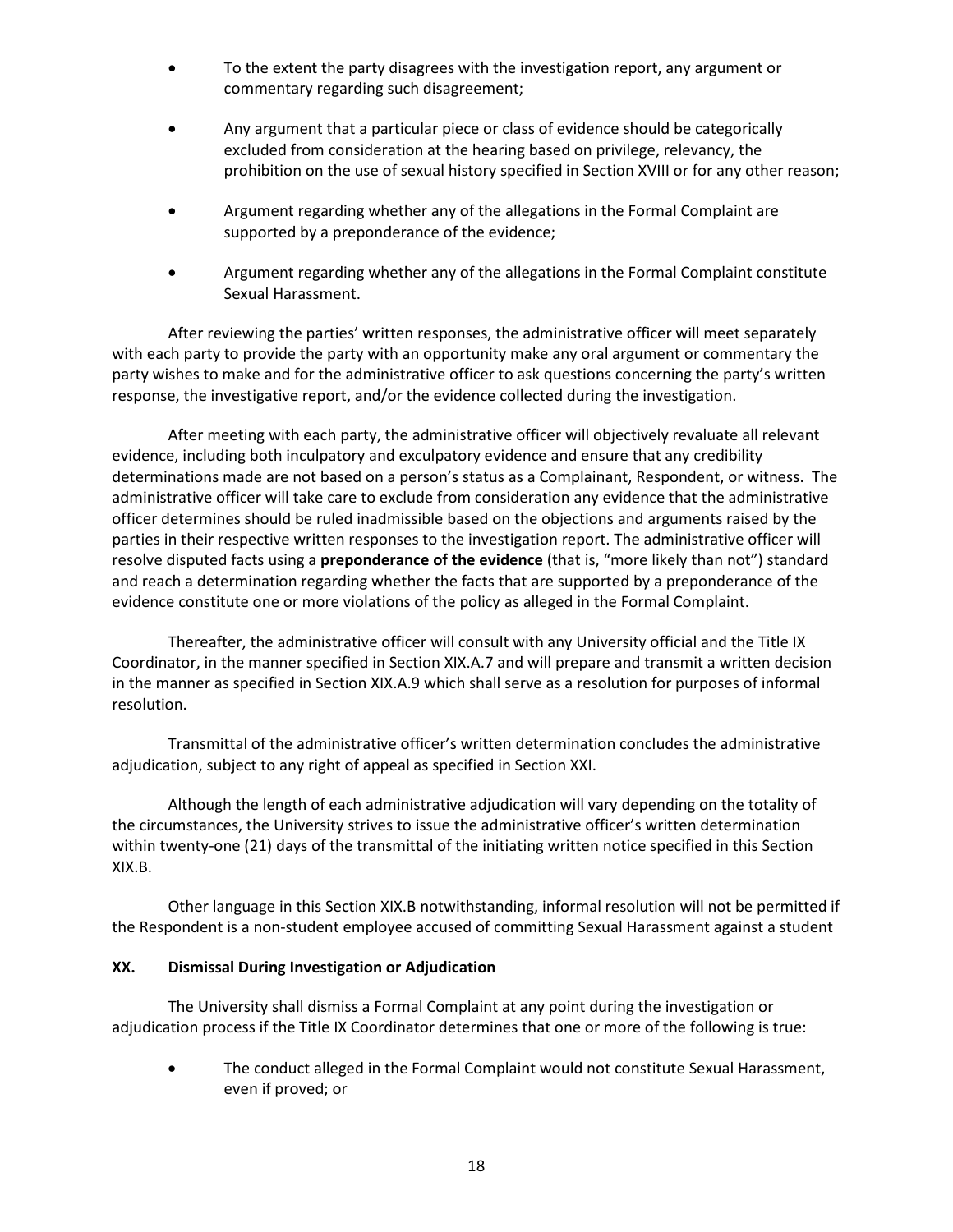- To the extent the party disagrees with the investigation report, any argument or commentary regarding such disagreement;
- Any argument that a particular piece or class of evidence should be categorically excluded from consideration at the hearing based on privilege, relevancy, the prohibition on the use of sexual history specified in Section XVIII or for any other reason;
- Argument regarding whether any of the allegations in the Formal Complaint are supported by a preponderance of the evidence;
- Argument regarding whether any of the allegations in the Formal Complaint constitute Sexual Harassment.

After reviewing the parties' written responses, the administrative officer will meet separately with each party to provide the party with an opportunity make any oral argument or commentary the party wishes to make and for the administrative officer to ask questions concerning the party's written response, the investigative report, and/or the evidence collected during the investigation.

After meeting with each party, the administrative officer will objectively revaluate all relevant evidence, including both inculpatory and exculpatory evidence and ensure that any credibility determinations made are not based on a person's status as a Complainant, Respondent, or witness. The administrative officer will take care to exclude from consideration any evidence that the administrative officer determines should be ruled inadmissible based on the objections and arguments raised by the parties in their respective written responses to the investigation report. The administrative officer will resolve disputed facts using a **preponderance of the evidence** (that is, "more likely than not") standard and reach a determination regarding whether the facts that are supported by a preponderance of the evidence constitute one or more violations of the policy as alleged in the Formal Complaint.

Thereafter, the administrative officer will consult with any University official and the Title IX Coordinator, in the manner specified in Section XIX.A.7 and will prepare and transmit a written decision in the manner as specified in Section XIX.A.9 which shall serve as a resolution for purposes of informal resolution.

Transmittal of the administrative officer's written determination concludes the administrative adjudication, subject to any right of appeal as specified in Section XXI.

Although the length of each administrative adjudication will vary depending on the totality of the circumstances, the University strives to issue the administrative officer's written determination within twenty-one (21) days of the transmittal of the initiating written notice specified in this Section XIX.B.

Other language in this Section XIX.B notwithstanding, informal resolution will not be permitted if the Respondent is a non-student employee accused of committing Sexual Harassment against a student

## XX. Dismissal During Investigation or Adjudication

The University shall dismiss a Formal Complaint at any point during the investigation or adjudication process if the Title IX Coordinator determines that one or more of the following is true:

- The conduct alleged in the Formal Complaint would not constitute Sexual Harassment, even if proved; or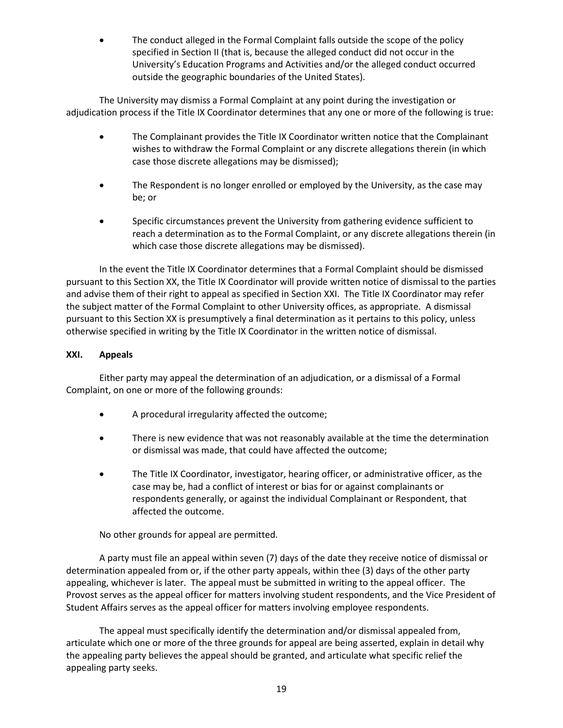- The conduct alleged in the Formal Complaint falls outside the scope of the policy specified in Section II (that is, because the alleged conduct did not occur in the University's Education Programs and Activities and/or the alleged conduct occurred outside the geographic boundaries of the United States).

The University may dismiss a Formal Complaint at any point during the investigation or adjudication process if the Title IX Coordinator determines that any one or more of the following is true:

- The Complainant provides the Title IX Coordinator written notice that the Complainant wishes to withdraw the Formal Complaint or any discrete allegations therein (in which case those discrete allegations may be dismissed);
- The Respondent is no longer enrolled or employed by the University, as the case may be; or
- Specific circumstances prevent the University from gathering evidence sufficient to reach a determination as to the Formal Complaint, or any discrete allegations therein (in which case those discrete allegations may be dismissed).

In the event the Title IX Coordinator determines that a Formal Complaint should be dismissed pursuant to this Section XX, the Title IX Coordinator will provide written notice of dismissal to the parties and advise them of their right to appeal as specified in Section XXI. The Title IX Coordinator may refer the subject matter of the Formal Complaint to other University offices, as appropriate. A dismissal pursuant to this Section XX is presumptively a final determination as it pertains to this policy, unless otherwise specified in writing by the Title IX Coordinator in the written notice of dismissal.

## XXI. Appeals

Either party may appeal the determination of an adjudication, or a dismissal of a Formal Complaint, on one or more of the following grounds:

- A procedural irregularity affected the outcome;
- There is new evidence that was not reasonably available at the time the determination or dismissal was made, that could have affected the outcome;
- The Title IX Coordinator, investigator, hearing officer, or administrative officer, as the case may be, had a conflict of interest or bias for or against complainants or respondents generally, or against the individual Complainant or Respondent, that affected the outcome.

No other grounds for appeal are permitted.

A party must file an appeal within seven (7) days of the date they receive notice of dismissal or determination appealed from or, if the other party appeals, within thee (3) days of the other party appealing, whichever is later. The appeal must be submitted in writing to the appeal officer. The Provost serves as the appeal officer for matters involving student respondents, and the Vice President of Student Affairs serves as the appeal officer for matters involving employee respondents.

The appeal must specifically identify the determination and/or dismissal appealed from, articulate which one or more of the three grounds for appeal are being asserted, explain in detail why the appealing party believes the appeal should be granted, and articulate what specific relief the appealing party seeks.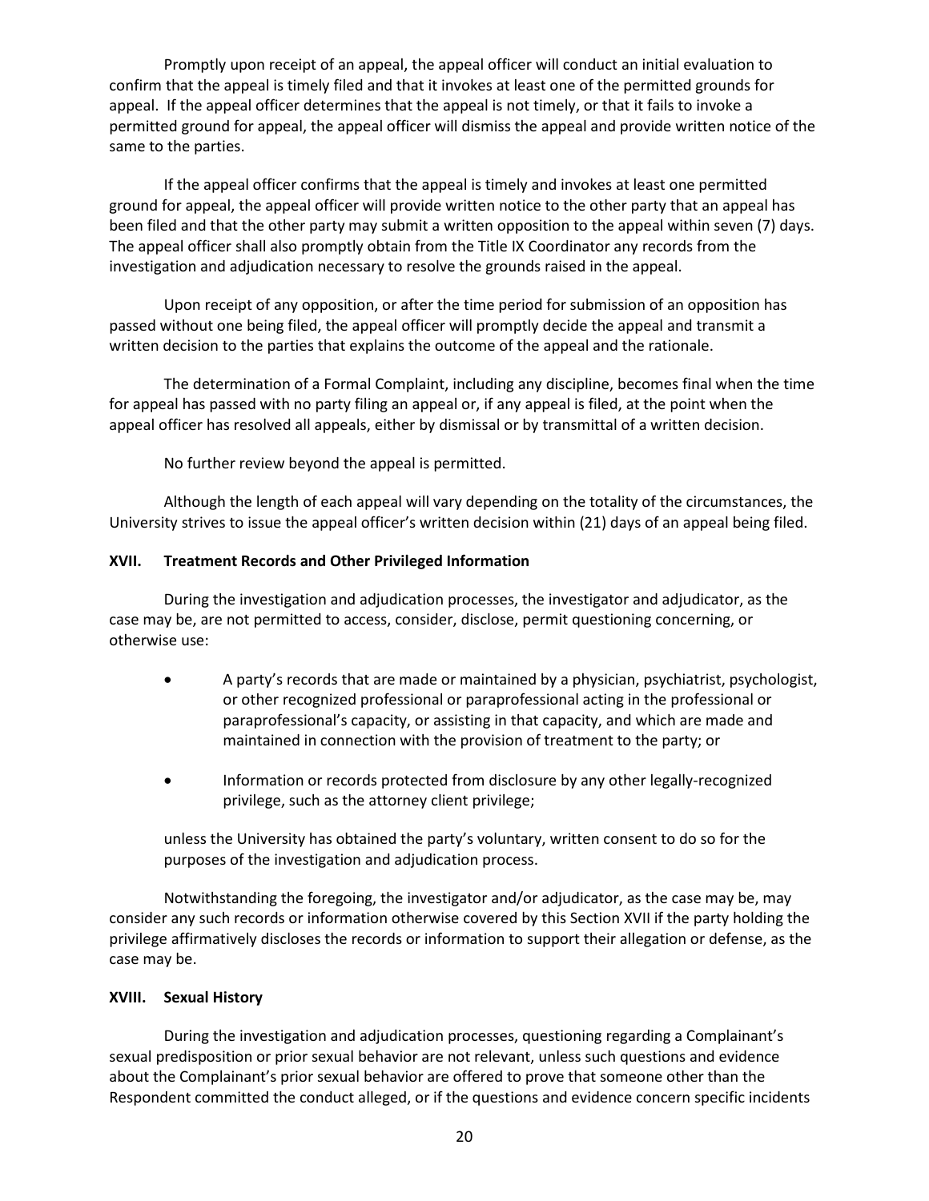Promptly upon receipt of an appeal, the appeal officer will conduct an initial evaluation to confirm that the appeal is timely filed and that it invokes at least one of the permitted grounds for appeal. If the appeal officer determines that the appeal is not timely, or that it fails to invoke a permitted ground for appeal, the appeal officer will dismiss the appeal and provide written notice of the same to the parties.

If the appeal officer confirms that the appeal is timely and invokes at least one permitted ground for appeal, the appeal officer will provide written notice to the other party that an appeal has been filed and that the other party may submit a written opposition to the appeal within seven (7) days. The appeal officer shall also promptly obtain from the Title IX Coordinator any records from the investigation and adjudication necessary to resolve the grounds raised in the appeal.

Upon receipt of any opposition, or after the time period for submission of an opposition has passed without one being filed, the appeal officer will promptly decide the appeal and transmit a written decision to the parties that explains the outcome of the appeal and the rationale.

The determination of a Formal Complaint, including any discipline, becomes final when the time for appeal has passed with no party filing an appeal or, if any appeal is filed, at the point when the appeal officer has resolved all appeals, either by dismissal or by transmittal of a written decision.

No further review beyond the appeal is permitted.

Although the length of each appeal will vary depending on the totality of the circumstances, the University strives to issue the appeal officer's written decision within (21) days of an appeal being filed.

## XVII. Treatment Records and Other Privileged Information

During the investigation and adjudication processes, the investigator and adjudicator, as the case may be, are not permitted to access, consider, disclose, permit questioning concerning, or otherwise use:

- A party's records that are made or maintained by a physician, psychiatrist, psychologist, or other recognized professional or paraprofessional acting in the professional or paraprofessional's capacity, or assisting in that capacity, and which are made and maintained in connection with the provision of treatment to the party; or
- Information or records protected from disclosure by any other legally-recognized privilege, such as the attorney client privilege;

unless the University has obtained the party's voluntary, written consent to do so for the purposes of the investigation and adjudication process.

Notwithstanding the foregoing, the investigator and/or adjudicator, as the case may be, may consider any such records or information otherwise covered by this Section XVII if the party holding the privilege affirmatively discloses the records or information to support their allegation or defense, as the case may be.

## XVIII. Sexual History

During the investigation and adjudication processes, questioning regarding a Complainant's sexual predisposition or prior sexual behavior are not relevant, unless such questions and evidence about the Complainant's prior sexual behavior are offered to prove that someone other than the Respondent committed the conduct alleged, or if the questions and evidence concern specific incidents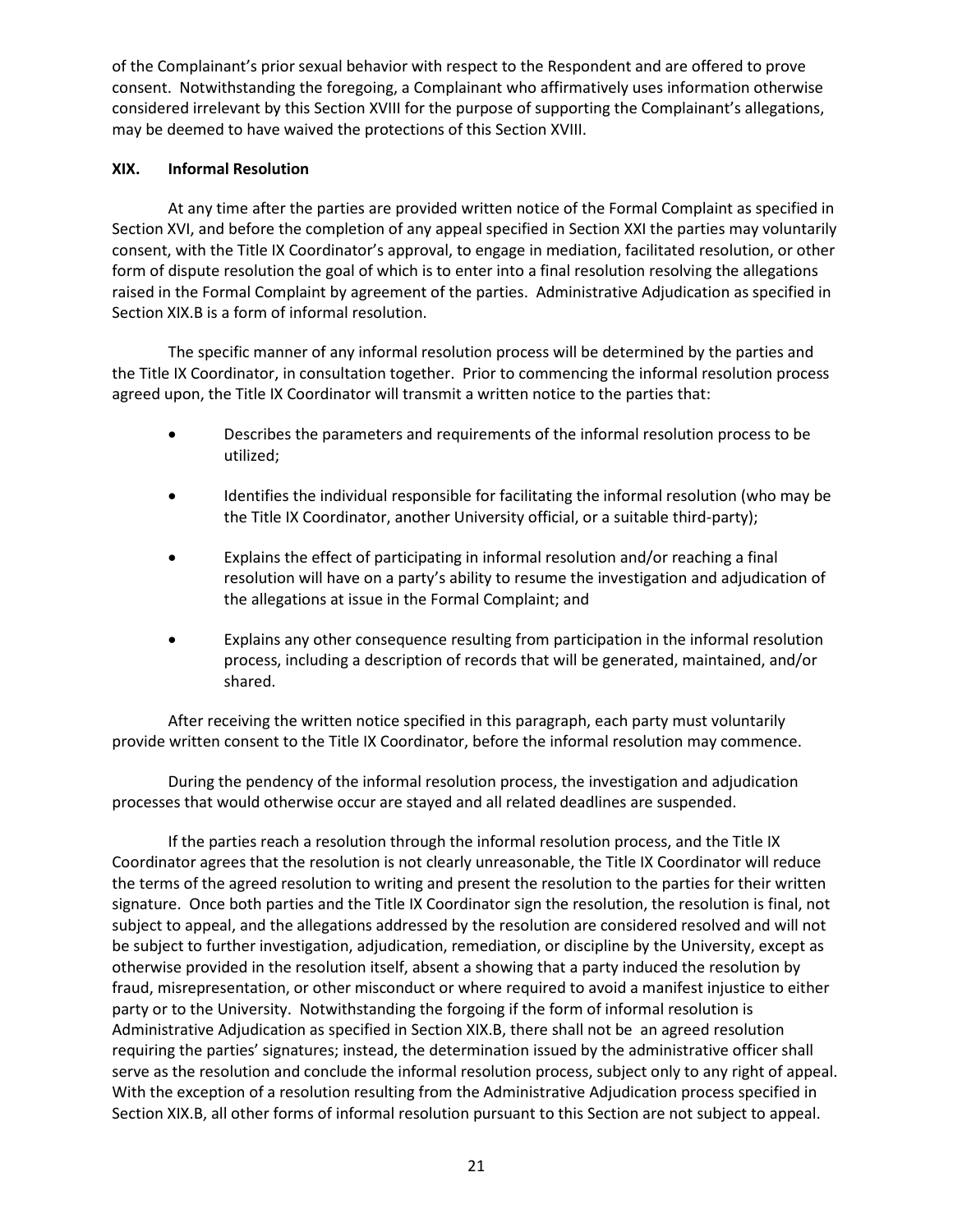of the Complainant's prior sexual behavior with respect to the Respondent and are offered to prove consent. Notwithstanding the foregoing, a Complainant who affirmatively uses information otherwise considered irrelevant by this Section XVIII for the purpose of supporting the Complainant's allegations, may be deemed to have waived the protections of this Section XVIII.

### XIX. Informal Resolution

At any time after the parties are provided written notice of the Formal Complaint as specified in Section XVI, and before the completion of any appeal specified in Section XXI the parties may voluntarily consent, with the Title IX Coordinator's approval, to engage in mediation, facilitated resolution, or other form of dispute resolution the goal of which is to enter into a final resolution resolving the allegations raised in the Formal Complaint by agreement of the parties. Administrative Adjudication as specified in Section XIX.B is a form of informal resolution.

The specific manner of any informal resolution process will be determined by the parties and the Title IX Coordinator, in consultation together. Prior to commencing the informal resolution process agreed upon, the Title IX Coordinator will transmit a written notice to the parties that:

- Describes the parameters and requirements of the informal resolution process to be utilized;
- Identifies the individual responsible for facilitating the informal resolution (who may be the Title IX Coordinator, another University official, or a suitable third-party);
- Explains the effect of participating in informal resolution and/or reaching a final resolution will have on a party's ability to resume the investigation and adjudication of the allegations at issue in the Formal Complaint; and
- Explains any other consequence resulting from participation in the informal resolution process, including a description of records that will be generated, maintained, and/or shared.

After receiving the written notice specified in this paragraph, each party must voluntarily provide written consent to the Title IX Coordinator, before the informal resolution may commence.

During the pendency of the informal resolution process, the investigation and adjudication processes that would otherwise occur are stayed and all related deadlines are suspended.

If the parties reach a resolution through the informal resolution process, and the Title IX Coordinator agrees that the resolution is not clearly unreasonable, the Title IX Coordinator will reduce the terms of the agreed resolution to writing and present the resolution to the parties for their written signature. Once both parties and the Title IX Coordinator sign the resolution, the resolution is final, not subject to appeal, and the allegations addressed by the resolution are considered resolved and will not be subject to further investigation, adjudication, remediation, or discipline by the University, except as otherwise provided in the resolution itself, absent a showing that a party induced the resolution by fraud, misrepresentation, or other misconduct or where required to avoid a manifest injustice to either party or to the University. Notwithstanding the forgoing if the form of informal resolution is Administrative Adjudication as specified in Section XIX.B, there shall not be an agreed resolution requiring the parties' signatures; instead, the determination issued by the administrative officer shall serve as the resolution and conclude the informal resolution process, subject only to any right of appeal. With the exception of a resolution resulting from the Administrative Adjudication process specified in Section XIX.B, all other forms of informal resolution pursuant to this Section are not subject to appeal.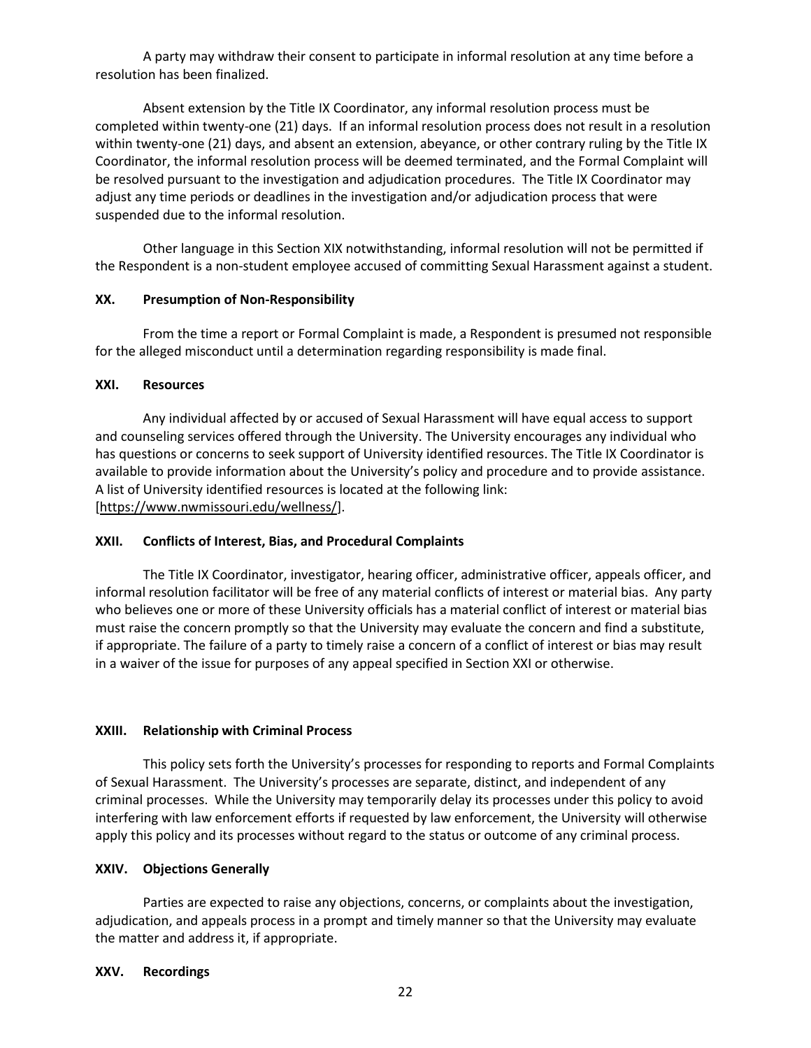A party may withdraw their consent to participate in informal resolution at any time before a resolution has been finalized.

Absent extension by the Title IX Coordinator, any informal resolution process must be completed within twenty-one (21) days. If an informal resolution process does not result in a resolution within twenty-one (21) days, and absent an extension, abeyance, or other contrary ruling by the Title IX Coordinator, the informal resolution process will be deemed terminated, and the Formal Complaint will be resolved pursuant to the investigation and adjudication procedures. The Title IX Coordinator may adjust any time periods or deadlines in the investigation and/or adjudication process that were suspended due to the informal resolution.

Other language in this Section XIX notwithstanding, informal resolution will not be permitted if the Respondent is a non-student employee accused of committing Sexual Harassment against a student.

### XX. Presumption of Non-Responsibility

From the time a report or Formal Complaint is made, a Respondent is presumed not responsible for the alleged misconduct until a determination regarding responsibility is made final.

### XXI. Resources

Any individual affected by or accused of Sexual Harassment will have equal access to support and counseling services offered through the University. The University encourages any individual who has questions or concerns to seek support of University identified resources. The Title IX Coordinator is available to provide information about the University's policy and procedure and to provide assistance. A list of University identified resources is located at the following link: [https://www.nwmissouri.edu/wellness/].

### XXII. Conflicts of Interest, Bias, and Procedural Complaints

The Title IX Coordinator, investigator, hearing officer, administrative officer, appeals officer, and informal resolution facilitator will be free of any material conflicts of interest or material bias. Any party who believes one or more of these University officials has a material conflict of interest or material bias must raise the concern promptly so that the University may evaluate the concern and find a substitute, if appropriate. The failure of a party to timely raise a concern of a conflict of interest or bias may result in a waiver of the issue for purposes of any appeal specified in Section XXI or otherwise.

### XXIII. Relationship with Criminal Process

This policy sets forth the University's processes for responding to reports and Formal Complaints of Sexual Harassment. The University's processes are separate, distinct, and independent of any criminal processes. While the University may temporarily delay its processes under this policy to avoid interfering with law enforcement efforts if requested by law enforcement, the University will otherwise apply this policy and its processes without regard to the status or outcome of any criminal process.

### XXIV. Objections Generally

Parties are expected to raise any objections, concerns, or complaints about the investigation, adjudication, and appeals process in a prompt and timely manner so that the University may evaluate the matter and address it, if appropriate.

### XXV. Recordings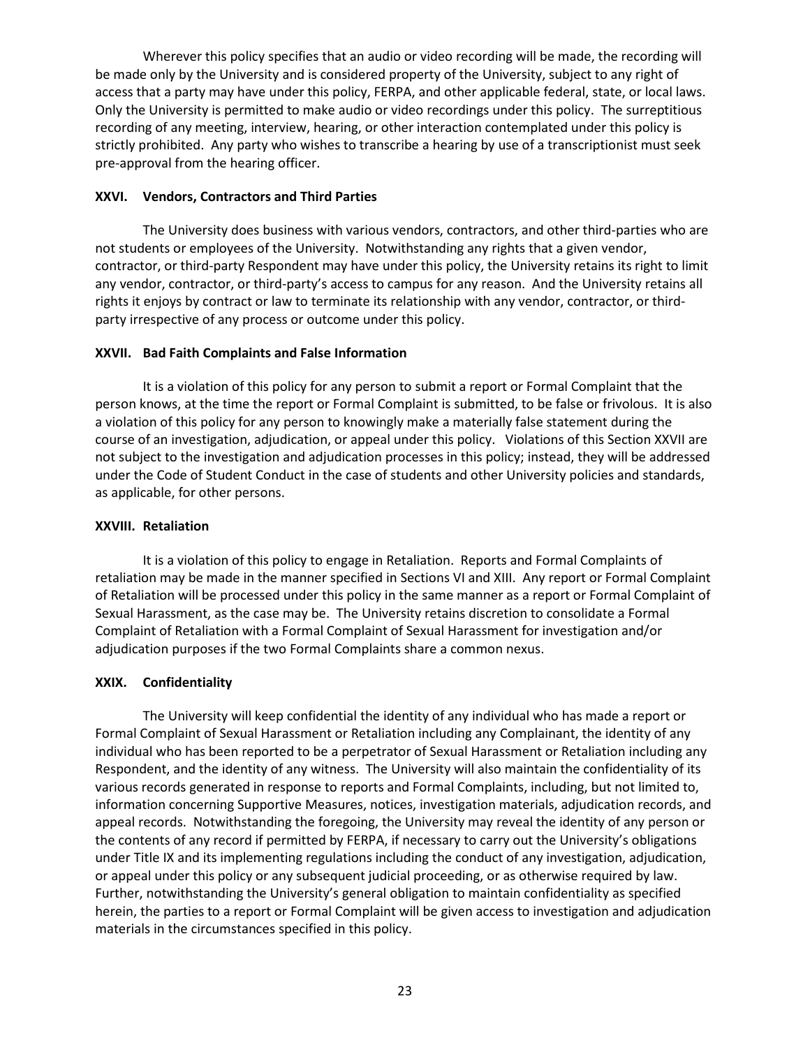Wherever this policy specifies that an audio or video recording will be made, the recording will be made only by the University and is considered property of the University, subject to any right of access that a party may have under this policy, FERPA, and other applicable federal, state, or local laws. Only the University is permitted to make audio or video recordings under this policy. The surreptitious recording of any meeting, interview, hearing, or other interaction contemplated under this policy is strictly prohibited. Any party who wishes to transcribe a hearing by use of a transcriptionist must seek pre-approval from the hearing officer.

### XXVI. Vendors, Contractors and Third Parties

The University does business with various vendors, contractors, and other third-parties who are not students or employees of the University. Notwithstanding any rights that a given vendor, contractor, or third-party Respondent may have under this policy, the University retains its right to limit any vendor, contractor, or third-party's access to campus for any reason. And the University retains all rights it enjoys by contract or law to terminate its relationship with any vendor, contractor, or third-party irrespective of any process or outcome under this policy.

### XXVII. Bad Faith Complaints and False Information

It is a violation of this policy for any person to submit a report or Formal Complaint that the person knows, at the time the report or Formal Complaint is submitted, to be false or frivolous. It is also a violation of this policy for any person to knowingly make a materially false statement during the course of an investigation, adjudication, or appeal under this policy. Violations of this Section XXVII are not subject to the investigation and adjudication processes in this policy; instead, they will be addressed under the Code of Student Conduct in the case of students and other University policies and standards, as applicable, for other persons.

### XXVIII. Retaliation

It is a violation of this policy to engage in Retaliation. Reports and Formal Complaints of retaliation may be made in the manner specified in Sections VI and XIII. Any report or Formal Complaint of Retaliation will be processed under this policy in the same manner as a report or Formal Complaint of Sexual Harassment, as the case may be. The University retains discretion to consolidate a Formal Complaint of Retaliation with a Formal Complaint of Sexual Harassment for investigation and/or adjudication purposes if the two Formal Complaints share a common nexus.

### XXIX. Confidentiality

The University will keep confidential the identity of any individual who has made a report or Formal Complaint of Sexual Harassment or Retaliation including any Complainant, the identity of any individual who has been reported to be a perpetrator of Sexual Harassment or Retaliation including any Respondent, and the identity of any witness. The University will also maintain the confidentiality of its various records generated in response to reports and Formal Complaints, including, but not limited to, information concerning Supportive Measures, notices, investigation materials, adjudication records, and appeal records. Notwithstanding the foregoing, the University may reveal the identity of any person or the contents of any record if permitted by FERPA, if necessary to carry out the University's obligations under Title IX and its implementing regulations including the conduct of any investigation, adjudication, or appeal under this policy or any subsequent judicial proceeding, or as otherwise required by law. Further, notwithstanding the University's general obligation to maintain confidentiality as specified herein, the parties to a report or Formal Complaint will be given access to investigation and adjudication materials in the circumstances specified in this policy.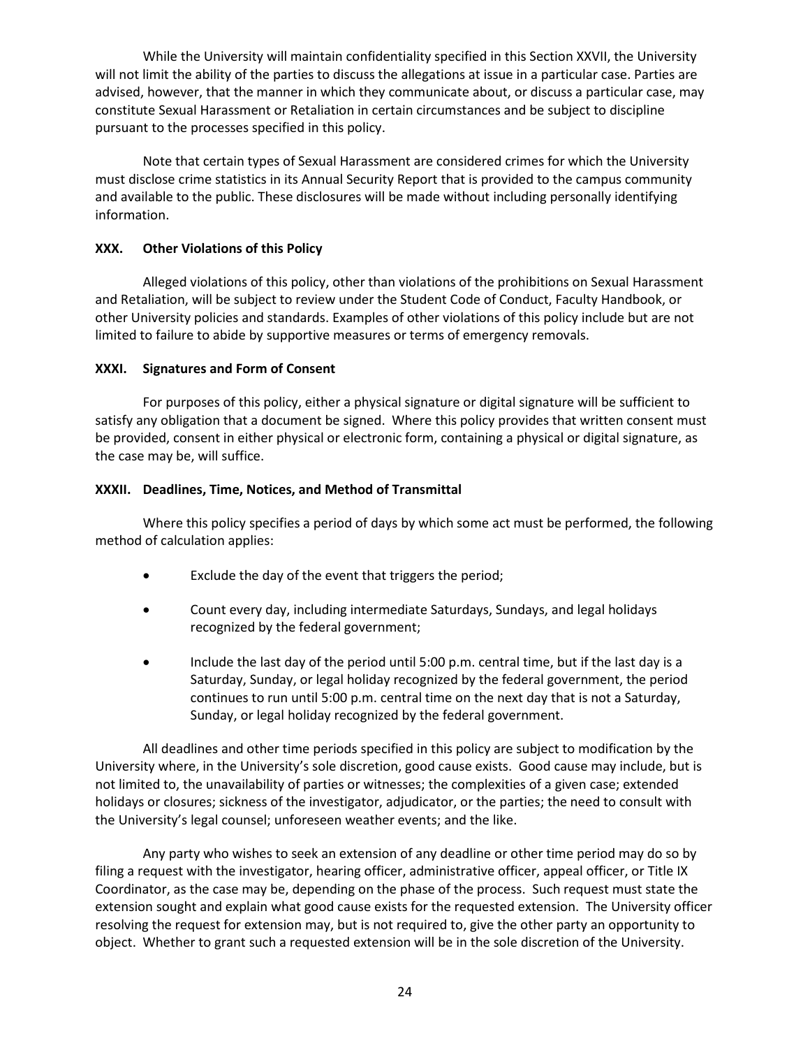While the University will maintain confidentiality specified in this Section XXVII, the University will not limit the ability of the parties to discuss the allegations at issue in a particular case. Parties are advised, however, that the manner in which they communicate about, or discuss a particular case, may constitute Sexual Harassment or Retaliation in certain circumstances and be subject to discipline pursuant to the processes specified in this policy.

Note that certain types of Sexual Harassment are considered crimes for which the University must disclose crime statistics in its Annual Security Report that is provided to the campus community and available to the public. These disclosures will be made without including personally identifying information.

## XXX. Other Violations of this Policy

Alleged violations of this policy, other than violations of the prohibitions on Sexual Harassment and Retaliation, will be subject to review under the Student Code of Conduct, Faculty Handbook, or other University policies and standards. Examples of other violations of this policy include but are not limited to failure to abide by supportive measures or terms of emergency removals.

## XXXI. Signatures and Form of Consent

For purposes of this policy, either a physical signature or digital signature will be sufficient to satisfy any obligation that a document be signed. Where this policy provides that written consent must be provided, consent in either physical or electronic form, containing a physical or digital signature, as the case may be, will suffice.

## XXXII. Deadlines, Time, Notices, and Method of Transmittal

Where this policy specifies a period of days by which some act must be performed, the following method of calculation applies:

- Exclude the day of the event that triggers the period;
- Count every day, including intermediate Saturdays, Sundays, and legal holidays recognized by the federal government;
- Include the last day of the period until 5:00 p.m. central time, but if the last day is a Saturday, Sunday, or legal holiday recognized by the federal government, the period continues to run until 5:00 p.m. central time on the next day that is not a Saturday, Sunday, or legal holiday recognized by the federal government.

All deadlines and other time periods specified in this policy are subject to modification by the University where, in the University's sole discretion, good cause exists. Good cause may include, but is not limited to, the unavailability of parties or witnesses; the complexities of a given case; extended holidays or closures; sickness of the investigator, adjudicator, or the parties; the need to consult with the University's legal counsel; unforeseen weather events; and the like.

Any party who wishes to seek an extension of any deadline or other time period may do so by filing a request with the investigator, hearing officer, administrative officer, appeal officer, or Title IX Coordinator, as the case may be, depending on the phase of the process. Such request must state the extension sought and explain what good cause exists for the requested extension. The University officer resolving the request for extension may, but is not required to, give the other party an opportunity to object. Whether to grant such a requested extension will be in the sole discretion of the University.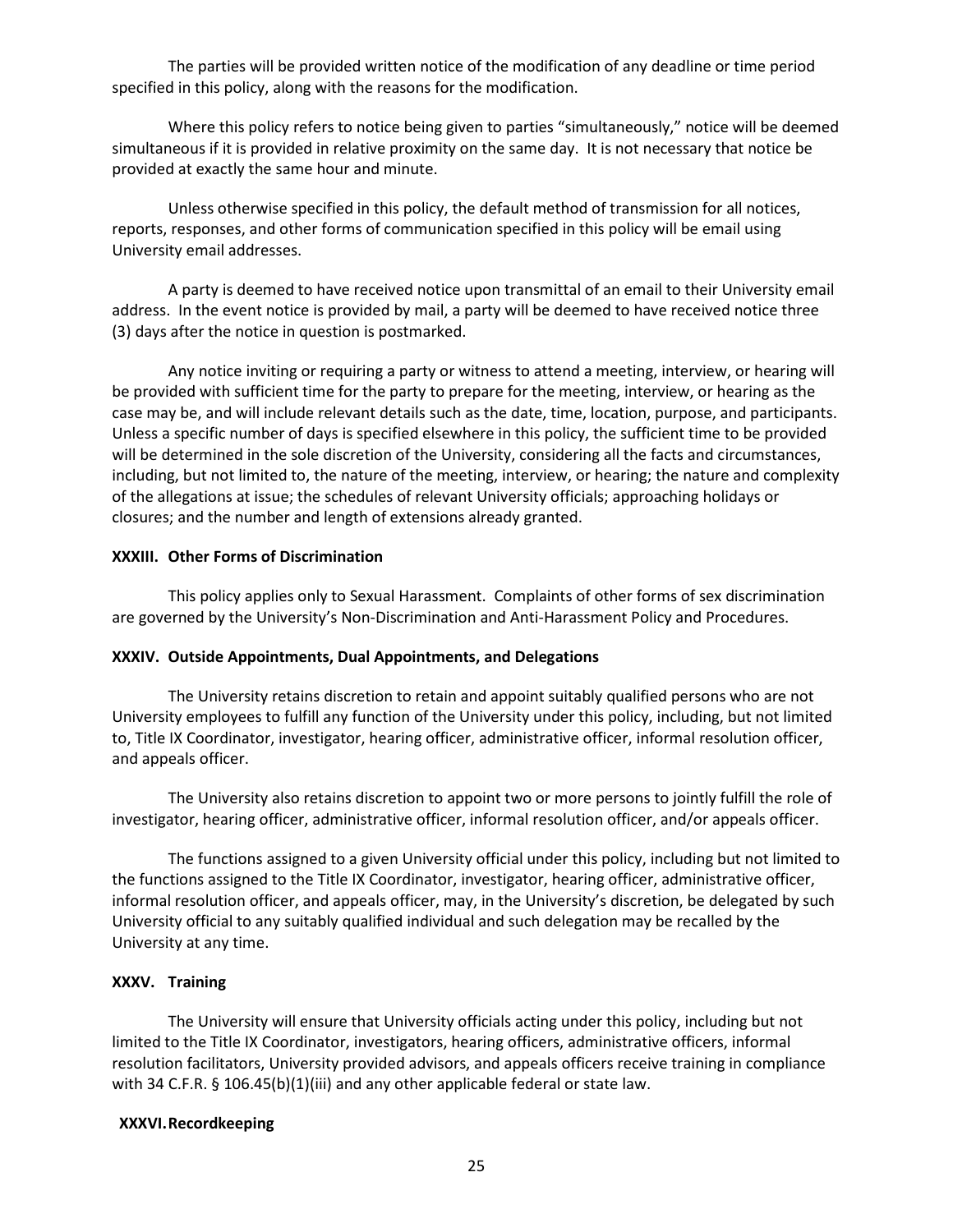The parties will be provided written notice of the modification of any deadline or time period specified in this policy, along with the reasons for the modification.

Where this policy refers to notice being given to parties "simultaneously," notice will be deemed simultaneous if it is provided in relative proximity on the same day. It is not necessary that notice be provided at exactly the same hour and minute.

Unless otherwise specified in this policy, the default method of transmission for all notices, reports, responses, and other forms of communication specified in this policy will be email using University email addresses.

A party is deemed to have received notice upon transmittal of an email to their University email address. In the event notice is provided by mail, a party will be deemed to have received notice three (3) days after the notice in question is postmarked.

Any notice inviting or requiring a party or witness to attend a meeting, interview, or hearing will be provided with sufficient time for the party to prepare for the meeting, interview, or hearing as the case may be, and will include relevant details such as the date, time, location, purpose, and participants. Unless a specific number of days is specified elsewhere in this policy, the sufficient time to be provided will be determined in the sole discretion of the University, considering all the facts and circumstances, including, but not limited to, the nature of the meeting, interview, or hearing; the nature and complexity of the allegations at issue; the schedules of relevant University officials; approaching holidays or closures; and the number and length of extensions already granted.

## XXXIII. Other Forms of Discrimination

This policy applies only to Sexual Harassment. Complaints of other forms of sex discrimination are governed by the University's Non-Discrimination and Anti-Harassment Policy and Procedures.

## XXXIV. Outside Appointments, Dual Appointments, and Delegations

The University retains discretion to retain and appoint suitably qualified persons who are not University employees to fulfill any function of the University under this policy, including, but not limited to, Title IX Coordinator, investigator, hearing officer, administrative officer, informal resolution officer, and appeals officer.

The University also retains discretion to appoint two or more persons to jointly fulfill the role of investigator, hearing officer, administrative officer, informal resolution officer, and/or appeals officer.

The functions assigned to a given University official under this policy, including but not limited to the functions assigned to the Title IX Coordinator, investigator, hearing officer, administrative officer, informal resolution officer, and appeals officer, may, in the University's discretion, be delegated by such University official to any suitably qualified individual and such delegation may be recalled by the University at any time.

## XXXV. Training

The University will ensure that University officials acting under this policy, including but not limited to the Title IX Coordinator, investigators, hearing officers, administrative officers, informal resolution facilitators, University provided advisors, and appeals officers receive training in compliance with 34 C.F.R. § 106.45(b)(1)(iii) and any other applicable federal or state law.

## XXXVI. Recordkeeping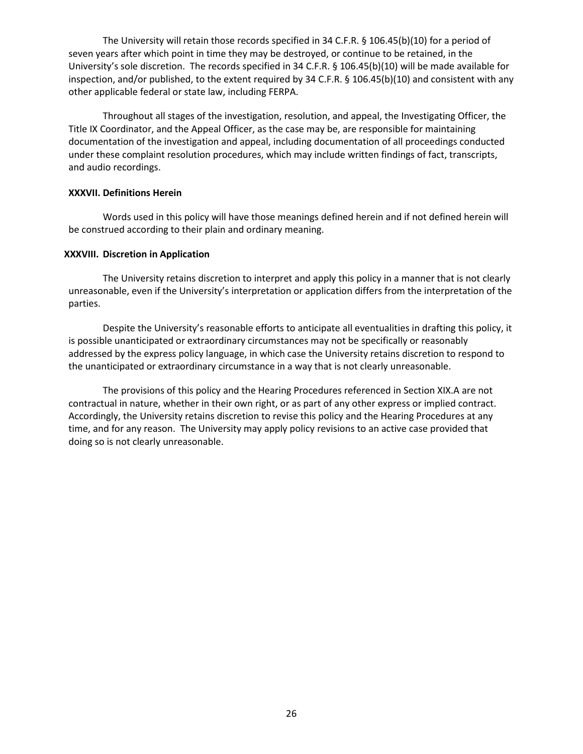The University will retain those records specified in 34 C.F.R. § 106.45(b)(10) for a period of seven years after which point in time they may be destroyed, or continue to be retained, in the University's sole discretion. The records specified in 34 C.F.R. § 106.45(b)(10) will be made available for inspection, and/or published, to the extent required by 34 C.F.R. § 106.45(b)(10) and consistent with any other applicable federal or state law, including FERPA.

Throughout all stages of the investigation, resolution, and appeal, the Investigating Officer, the Title IX Coordinator, and the Appeal Officer, as the case may be, are responsible for maintaining documentation of the investigation and appeal, including documentation of all proceedings conducted under these complaint resolution procedures, which may include written findings of fact, transcripts, and audio recordings.

**XXXVII. Definitions Herein**

Words used in this policy will have those meanings defined herein and if not defined herein will be construed according to their plain and ordinary meaning.

**XXXVIII. Discretion in Application**

The University retains discretion to interpret and apply this policy in a manner that is not clearly unreasonable, even if the University's interpretation or application differs from the interpretation of the parties.

Despite the University's reasonable efforts to anticipate all eventualities in drafting this policy, it is possible unanticipated or extraordinary circumstances may not be specifically or reasonably addressed by the express policy language, in which case the University retains discretion to respond to the unanticipated or extraordinary circumstance in a way that is not clearly unreasonable.

The provisions of this policy and the Hearing Procedures referenced in Section XIX.A are not contractual in nature, whether in their own right, or as part of any other express or implied contract. Accordingly, the University retains discretion to revise this policy and the Hearing Procedures at any time, and for any reason. The University may apply policy revisions to an active case provided that doing so is not clearly unreasonable.